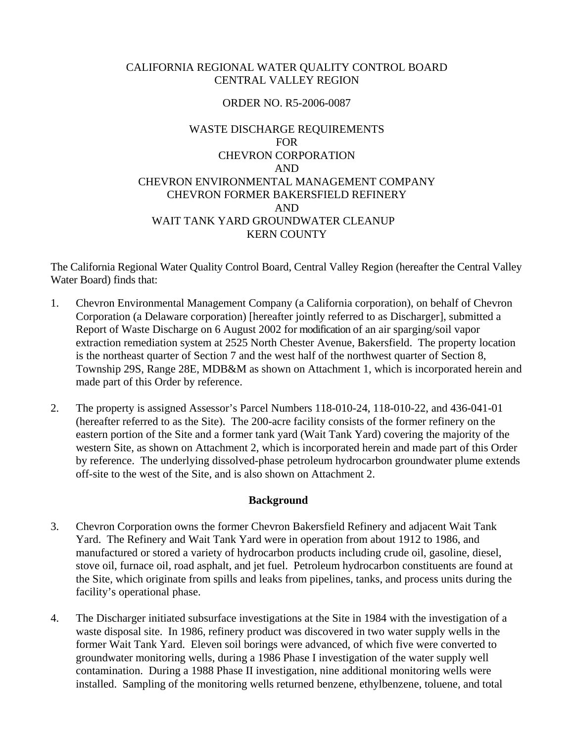CALIFORNIA REGIONAL WATER QUALITY CONTROL BOARD
CENTRAL VALLEY REGION

ORDER NO. R5-2006-0087

WASTE DISCHARGE REQUIREMENTS
FOR
CHEVRON CORPORATION
AND
CHEVRON ENVIRONMENTAL MANAGEMENT COMPANY
CHEVRON FORMER BAKERSFIELD REFINERY
AND
WAIT TANK YARD GROUNDWATER CLEANUP
KERN COUNTY

The California Regional Water Quality Control Board, Central Valley Region (hereafter the Central Valley Water Board) finds that:

1. Chevron Environmental Management Company (a California corporation), on behalf of Chevron Corporation (a Delaware corporation) [hereafter jointly referred to as Discharger], submitted a Report of Waste Discharge on 6 August 2002 for modification of an air sparging/soil vapor extraction remediation system at 2525 North Chester Avenue, Bakersfield. The property location is the northeast quarter of Section 7 and the west half of the northwest quarter of Section 8, Township 29S, Range 28E, MDB&M as shown on Attachment 1, which is incorporated herein and made part of this Order by reference.

2. The property is assigned Assessor's Parcel Numbers 118-010-24, 118-010-22, and 436-041-01 (hereafter referred to as the Site). The 200-acre facility consists of the former refinery on the eastern portion of the Site and a former tank yard (Wait Tank Yard) covering the majority of the western Site, as shown on Attachment 2, which is incorporated herein and made part of this Order by reference. The underlying dissolved-phase petroleum hydrocarbon groundwater plume extends off-site to the west of the Site, and is also shown on Attachment 2.

## Background

3. Chevron Corporation owns the former Chevron Bakersfield Refinery and adjacent Wait Tank Yard. The Refinery and Wait Tank Yard were in operation from about 1912 to 1986, and manufactured or stored a variety of hydrocarbon products including crude oil, gasoline, diesel, stove oil, furnace oil, road asphalt, and jet fuel. Petroleum hydrocarbon constituents are found at the Site, which originate from spills and leaks from pipelines, tanks, and process units during the facility's operational phase.

4. The Discharger initiated subsurface investigations at the Site in 1984 with the investigation of a waste disposal site. In 1986, refinery product was discovered in two water supply wells in the former Wait Tank Yard. Eleven soil borings were advanced, of which five were converted to groundwater monitoring wells, during a 1986 Phase I investigation of the water supply well contamination. During a 1988 Phase II investigation, nine additional monitoring wells were installed. Sampling of the monitoring wells returned benzene, ethylbenzene, toluene, and total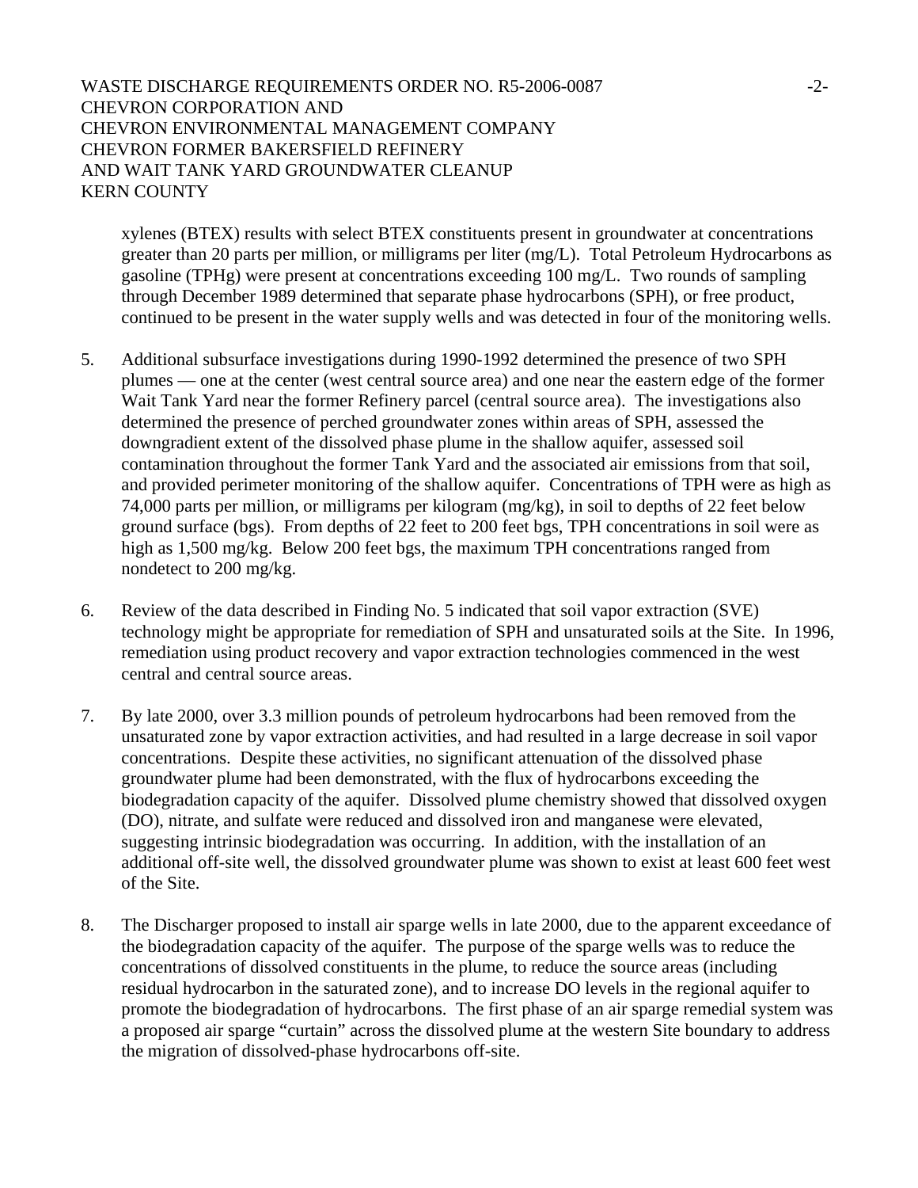xylenes (BTEX) results with select BTEX constituents present in groundwater at concentrations greater than 20 parts per million, or milligrams per liter (mg/L). Total Petroleum Hydrocarbons as gasoline (TPHg) were present at concentrations exceeding 100 mg/L. Two rounds of sampling through December 1989 determined that separate phase hydrocarbons (SPH), or free product, continued to be present in the water supply wells and was detected in four of the monitoring wells.

5. Additional subsurface investigations during 1990-1992 determined the presence of two SPH plumes — one at the center (west central source area) and one near the eastern edge of the former Wait Tank Yard near the former Refinery parcel (central source area). The investigations also determined the presence of perched groundwater zones within areas of SPH, assessed the downgradient extent of the dissolved phase plume in the shallow aquifer, assessed soil contamination throughout the former Tank Yard and the associated air emissions from that soil, and provided perimeter monitoring of the shallow aquifer. Concentrations of TPH were as high as 74,000 parts per million, or milligrams per kilogram (mg/kg), in soil to depths of 22 feet below ground surface (bgs). From depths of 22 feet to 200 feet bgs, TPH concentrations in soil were as high as 1,500 mg/kg. Below 200 feet bgs, the maximum TPH concentrations ranged from nondetect to 200 mg/kg.

6. Review of the data described in Finding No. 5 indicated that soil vapor extraction (SVE) technology might be appropriate for remediation of SPH and unsaturated soils at the Site. In 1996, remediation using product recovery and vapor extraction technologies commenced in the west central and central source areas.

7. By late 2000, over 3.3 million pounds of petroleum hydrocarbons had been removed from the unsaturated zone by vapor extraction activities, and had resulted in a large decrease in soil vapor concentrations. Despite these activities, no significant attenuation of the dissolved phase groundwater plume had been demonstrated, with the flux of hydrocarbons exceeding the biodegradation capacity of the aquifer. Dissolved plume chemistry showed that dissolved oxygen (DO), nitrate, and sulfate were reduced and dissolved iron and manganese were elevated, suggesting intrinsic biodegradation was occurring. In addition, with the installation of an additional off-site well, the dissolved groundwater plume was shown to exist at least 600 feet west of the Site.

8. The Discharger proposed to install air sparge wells in late 2000, due to the apparent exceedance of the biodegradation capacity of the aquifer. The purpose of the sparge wells was to reduce the concentrations of dissolved constituents in the plume, to reduce the source areas (including residual hydrocarbon in the saturated zone), and to increase DO levels in the regional aquifer to promote the biodegradation of hydrocarbons. The first phase of an air sparge remedial system was a proposed air sparge "curtain" across the dissolved plume at the western Site boundary to address the migration of dissolved-phase hydrocarbons off-site.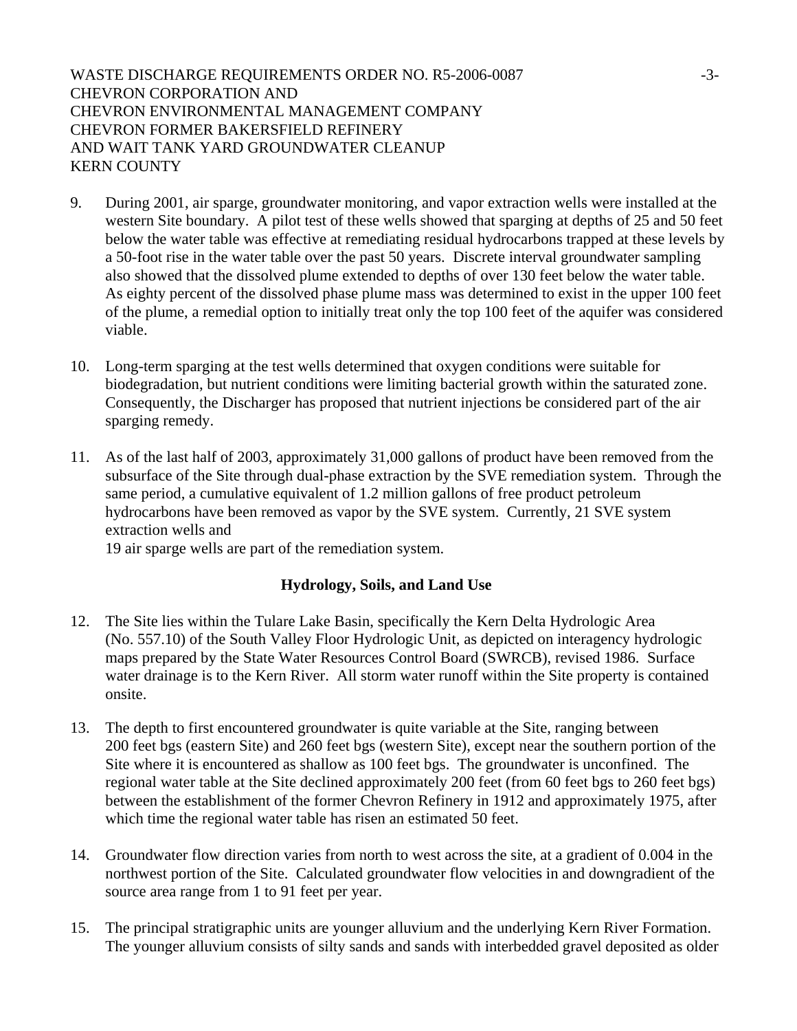9. During 2001, air sparge, groundwater monitoring, and vapor extraction wells were installed at the western Site boundary. A pilot test of these wells showed that sparging at depths of 25 and 50 feet below the water table was effective at remediating residual hydrocarbons trapped at these levels by a 50-foot rise in the water table over the past 50 years. Discrete interval groundwater sampling also showed that the dissolved plume extended to depths of over 130 feet below the water table. As eighty percent of the dissolved phase plume mass was determined to exist in the upper 100 feet of the plume, a remedial option to initially treat only the top 100 feet of the aquifer was considered viable.

10. Long-term sparging at the test wells determined that oxygen conditions were suitable for biodegradation, but nutrient conditions were limiting bacterial growth within the saturated zone. Consequently, the Discharger has proposed that nutrient injections be considered part of the air sparging remedy.

11. As of the last half of 2003, approximately 31,000 gallons of product have been removed from the subsurface of the Site through dual-phase extraction by the SVE remediation system. Through the same period, a cumulative equivalent of 1.2 million gallons of free product petroleum hydrocarbons have been removed as vapor by the SVE system. Currently, 21 SVE system extraction wells and 19 air sparge wells are part of the remediation system.

**Hydrology, Soils, and Land Use**

12. The Site lies within the Tulare Lake Basin, specifically the Kern Delta Hydrologic Area (No. 557.10) of the South Valley Floor Hydrologic Unit, as depicted on interagency hydrologic maps prepared by the State Water Resources Control Board (SWRCB), revised 1986. Surface water drainage is to the Kern River. All storm water runoff within the Site property is contained onsite.

13. The depth to first encountered groundwater is quite variable at the Site, ranging between 200 feet bgs (eastern Site) and 260 feet bgs (western Site), except near the southern portion of the Site where it is encountered as shallow as 100 feet bgs. The groundwater is unconfined. The regional water table at the Site declined approximately 200 feet (from 60 feet bgs to 260 feet bgs) between the establishment of the former Chevron Refinery in 1912 and approximately 1975, after which time the regional water table has risen an estimated 50 feet.

14. Groundwater flow direction varies from north to west across the site, at a gradient of 0.004 in the northwest portion of the Site. Calculated groundwater flow velocities in and downgradient of the source area range from 1 to 91 feet per year.

15. The principal stratigraphic units are younger alluvium and the underlying Kern River Formation. The younger alluvium consists of silty sands and sands with interbedded gravel deposited as older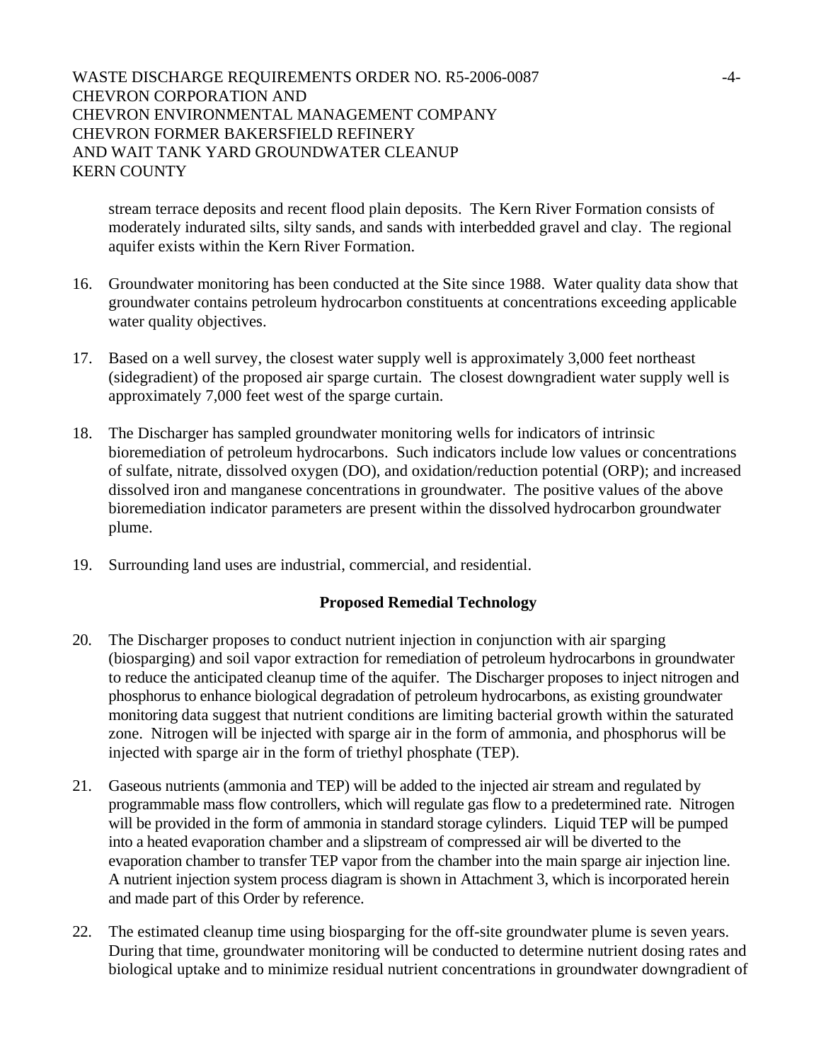stream terrace deposits and recent flood plain deposits. The Kern River Formation consists of moderately indurated silts, silty sands, and sands with interbedded gravel and clay. The regional aquifer exists within the Kern River Formation.

16. Groundwater monitoring has been conducted at the Site since 1988. Water quality data show that groundwater contains petroleum hydrocarbon constituents at concentrations exceeding applicable water quality objectives.

17. Based on a well survey, the closest water supply well is approximately 3,000 feet northeast (sidegradient) of the proposed air sparge curtain. The closest downgradient water supply well is approximately 7,000 feet west of the sparge curtain.

18. The Discharger has sampled groundwater monitoring wells for indicators of intrinsic bioremediation of petroleum hydrocarbons. Such indicators include low values or concentrations of sulfate, nitrate, dissolved oxygen (DO), and oxidation/reduction potential (ORP); and increased dissolved iron and manganese concentrations in groundwater. The positive values of the above bioremediation indicator parameters are present within the dissolved hydrocarbon groundwater plume.

19. Surrounding land uses are industrial, commercial, and residential.

**Proposed Remedial Technology**

20. The Discharger proposes to conduct nutrient injection in conjunction with air sparging (biosparging) and soil vapor extraction for remediation of petroleum hydrocarbons in groundwater to reduce the anticipated cleanup time of the aquifer. The Discharger proposes to inject nitrogen and phosphorus to enhance biological degradation of petroleum hydrocarbons, as existing groundwater monitoring data suggest that nutrient conditions are limiting bacterial growth within the saturated zone. Nitrogen will be injected with sparge air in the form of ammonia, and phosphorus will be injected with sparge air in the form of triethyl phosphate (TEP).

21. Gaseous nutrients (ammonia and TEP) will be added to the injected air stream and regulated by programmable mass flow controllers, which will regulate gas flow to a predetermined rate. Nitrogen will be provided in the form of ammonia in standard storage cylinders. Liquid TEP will be pumped into a heated evaporation chamber and a slipstream of compressed air will be diverted to the evaporation chamber to transfer TEP vapor from the chamber into the main sparge air injection line. A nutrient injection system process diagram is shown in Attachment 3, which is incorporated herein and made part of this Order by reference.

22. The estimated cleanup time using biosparging for the off-site groundwater plume is seven years. During that time, groundwater monitoring will be conducted to determine nutrient dosing rates and biological uptake and to minimize residual nutrient concentrations in groundwater downgradient of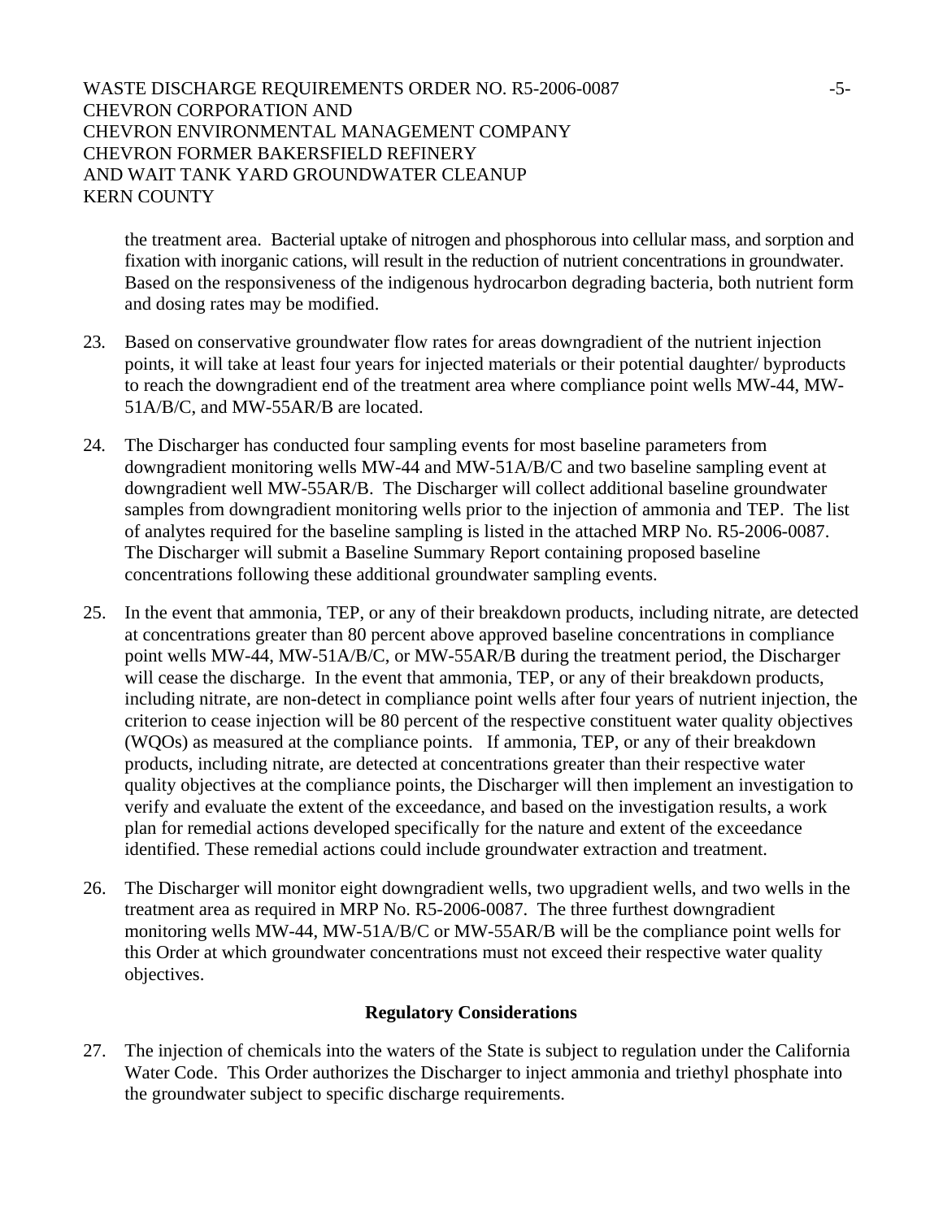the treatment area. Bacterial uptake of nitrogen and phosphorous into cellular mass, and sorption and fixation with inorganic cations, will result in the reduction of nutrient concentrations in groundwater. Based on the responsiveness of the indigenous hydrocarbon degrading bacteria, both nutrient form and dosing rates may be modified.

23. Based on conservative groundwater flow rates for areas downgradient of the nutrient injection points, it will take at least four years for injected materials or their potential daughter/ byproducts to reach the downgradient end of the treatment area where compliance point wells MW-44, MW-51A/B/C, and MW-55AR/B are located.

24. The Discharger has conducted four sampling events for most baseline parameters from downgradient monitoring wells MW-44 and MW-51A/B/C and two baseline sampling event at downgradient well MW-55AR/B. The Discharger will collect additional baseline groundwater samples from downgradient monitoring wells prior to the injection of ammonia and TEP. The list of analytes required for the baseline sampling is listed in the attached MRP No. R5-2006-0087. The Discharger will submit a Baseline Summary Report containing proposed baseline concentrations following these additional groundwater sampling events.

25. In the event that ammonia, TEP, or any of their breakdown products, including nitrate, are detected at concentrations greater than 80 percent above approved baseline concentrations in compliance point wells MW-44, MW-51A/B/C, or MW-55AR/B during the treatment period, the Discharger will cease the discharge. In the event that ammonia, TEP, or any of their breakdown products, including nitrate, are non-detect in compliance point wells after four years of nutrient injection, the criterion to cease injection will be 80 percent of the respective constituent water quality objectives (WQOs) as measured at the compliance points. If ammonia, TEP, or any of their breakdown products, including nitrate, are detected at concentrations greater than their respective water quality objectives at the compliance points, the Discharger will then implement an investigation to verify and evaluate the extent of the exceedance, and based on the investigation results, a work plan for remedial actions developed specifically for the nature and extent of the exceedance identified. These remedial actions could include groundwater extraction and treatment.

26. The Discharger will monitor eight downgradient wells, two upgradient wells, and two wells in the treatment area as required in MRP No. R5-2006-0087. The three furthest downgradient monitoring wells MW-44, MW-51A/B/C or MW-55AR/B will be the compliance point wells for this Order at which groundwater concentrations must not exceed their respective water quality objectives.

## Regulatory Considerations

27. The injection of chemicals into the waters of the State is subject to regulation under the California Water Code. This Order authorizes the Discharger to inject ammonia and triethyl phosphate into the groundwater subject to specific discharge requirements.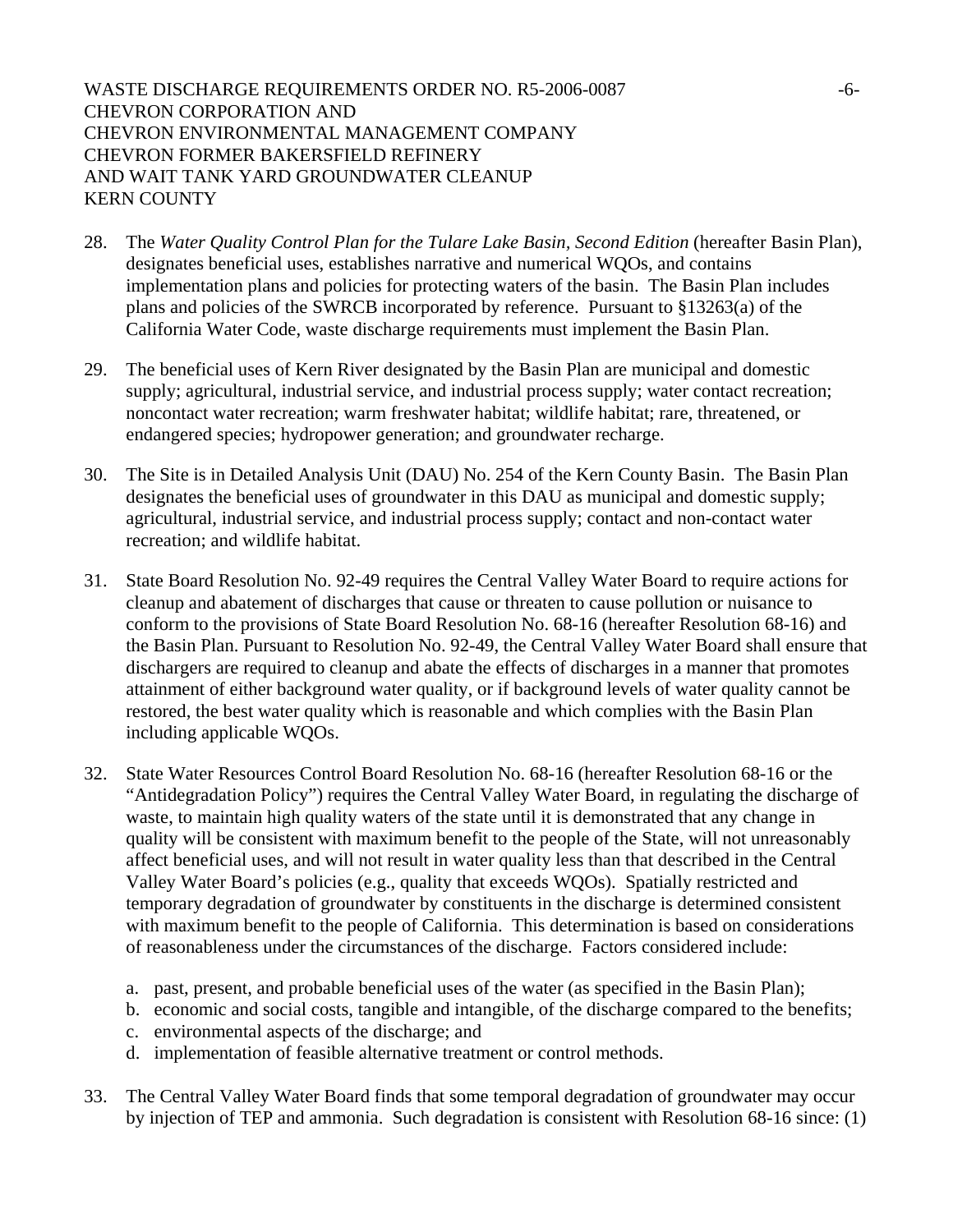28. The *Water Quality Control Plan for the Tulare Lake Basin, Second Edition* (hereafter Basin Plan), designates beneficial uses, establishes narrative and numerical WQOs, and contains implementation plans and policies for protecting waters of the basin. The Basin Plan includes plans and policies of the SWRCB incorporated by reference. Pursuant to §13263(a) of the California Water Code, waste discharge requirements must implement the Basin Plan.

29. The beneficial uses of Kern River designated by the Basin Plan are municipal and domestic supply; agricultural, industrial service, and industrial process supply; water contact recreation; noncontact water recreation; warm freshwater habitat; wildlife habitat; rare, threatened, or endangered species; hydropower generation; and groundwater recharge.

30. The Site is in Detailed Analysis Unit (DAU) No. 254 of the Kern County Basin. The Basin Plan designates the beneficial uses of groundwater in this DAU as municipal and domestic supply; agricultural, industrial service, and industrial process supply; contact and non-contact water recreation; and wildlife habitat.

31. State Board Resolution No. 92-49 requires the Central Valley Water Board to require actions for cleanup and abatement of discharges that cause or threaten to cause pollution or nuisance to conform to the provisions of State Board Resolution No. 68-16 (hereafter Resolution 68-16) and the Basin Plan. Pursuant to Resolution No. 92-49, the Central Valley Water Board shall ensure that dischargers are required to cleanup and abate the effects of discharges in a manner that promotes attainment of either background water quality, or if background levels of water quality cannot be restored, the best water quality which is reasonable and which complies with the Basin Plan including applicable WQOs.

32. State Water Resources Control Board Resolution No. 68-16 (hereafter Resolution 68-16 or the "Antidegradation Policy") requires the Central Valley Water Board, in regulating the discharge of waste, to maintain high quality waters of the state until it is demonstrated that any change in quality will be consistent with maximum benefit to the people of the State, will not unreasonably affect beneficial uses, and will not result in water quality less than that described in the Central Valley Water Board's policies (e.g., quality that exceeds WQOs). Spatially restricted and temporary degradation of groundwater by constituents in the discharge is determined consistent with maximum benefit to the people of California. This determination is based on considerations of reasonableness under the circumstances of the discharge. Factors considered include:

    a. past, present, and probable beneficial uses of the water (as specified in the Basin Plan);
    b. economic and social costs, tangible and intangible, of the discharge compared to the benefits;
    c. environmental aspects of the discharge; and
    d. implementation of feasible alternative treatment or control methods.

33. The Central Valley Water Board finds that some temporal degradation of groundwater may occur by injection of TEP and ammonia. Such degradation is consistent with Resolution 68-16 since: (1)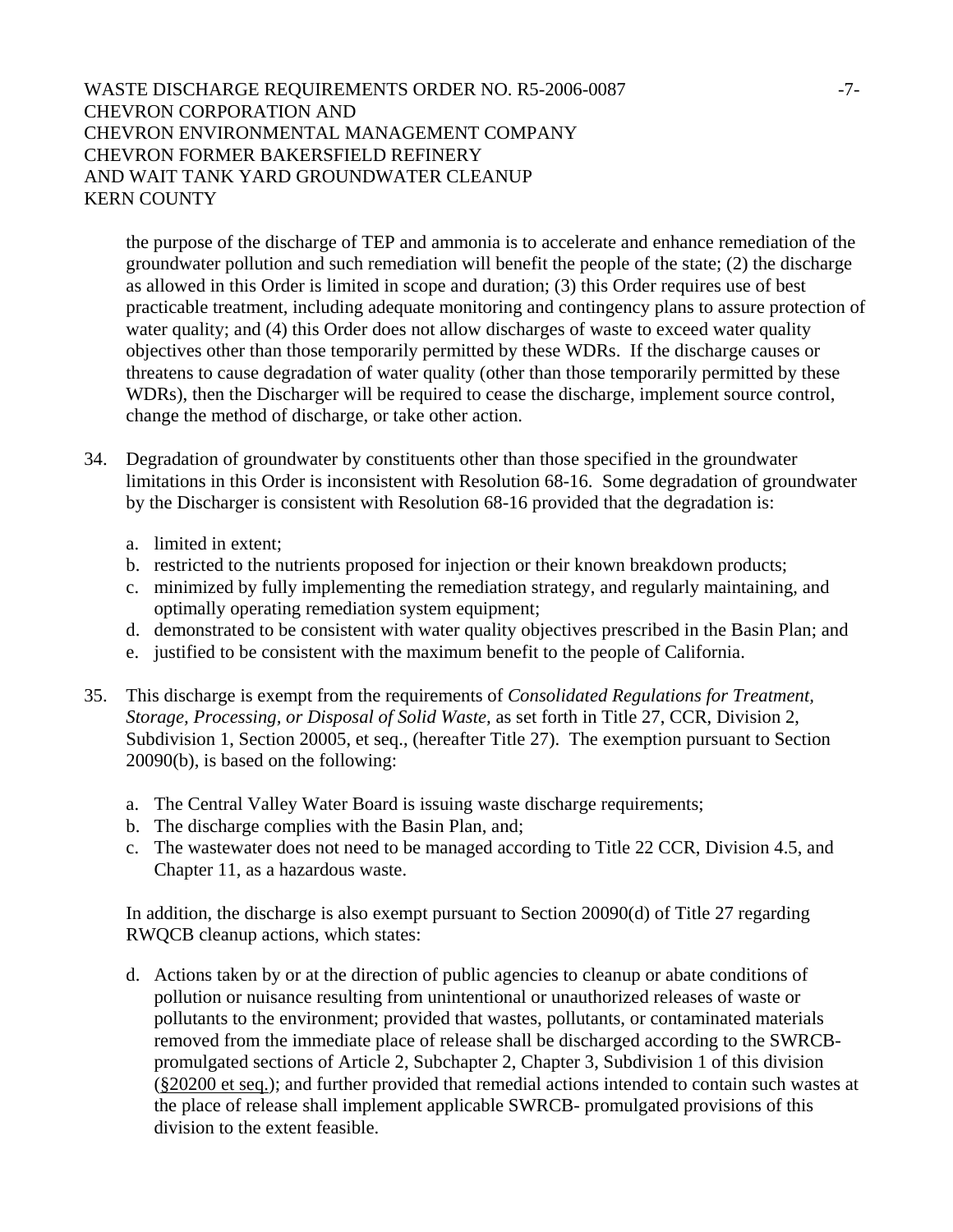the purpose of the discharge of TEP and ammonia is to accelerate and enhance remediation of the groundwater pollution and such remediation will benefit the people of the state; (2) the discharge as allowed in this Order is limited in scope and duration; (3) this Order requires use of best practicable treatment, including adequate monitoring and contingency plans to assure protection of water quality; and (4) this Order does not allow discharges of waste to exceed water quality objectives other than those temporarily permitted by these WDRs. If the discharge causes or threatens to cause degradation of water quality (other than those temporarily permitted by these WDRs), then the Discharger will be required to cease the discharge, implement source control, change the method of discharge, or take other action.

34. Degradation of groundwater by constituents other than those specified in the groundwater limitations in this Order is inconsistent with Resolution 68-16. Some degradation of groundwater by the Discharger is consistent with Resolution 68-16 provided that the degradation is:

    a. limited in extent;
    b. restricted to the nutrients proposed for injection or their known breakdown products;
    c. minimized by fully implementing the remediation strategy, and regularly maintaining, and optimally operating remediation system equipment;
    d. demonstrated to be consistent with water quality objectives prescribed in the Basin Plan; and
    e. justified to be consistent with the maximum benefit to the people of California.

35. This discharge is exempt from the requirements of *Consolidated Regulations for Treatment, Storage, Processing, or Disposal of Solid Waste,* as set forth in Title 27, CCR, Division 2, Subdivision 1, Section 20005, et seq., (hereafter Title 27). The exemption pursuant to Section 20090(b), is based on the following:

    a. The Central Valley Water Board is issuing waste discharge requirements;
    b. The discharge complies with the Basin Plan, and;
    c. The wastewater does not need to be managed according to Title 22 CCR, Division 4.5, and Chapter 11, as a hazardous waste.

    In addition, the discharge is also exempt pursuant to Section 20090(d) of Title 27 regarding RWQCB cleanup actions, which states:

    d. Actions taken by or at the direction of public agencies to cleanup or abate conditions of pollution or nuisance resulting from unintentional or unauthorized releases of waste or pollutants to the environment; provided that wastes, pollutants, or contaminated materials removed from the immediate place of release shall be discharged according to the SWRCB-promulgated sections of Article 2, Subchapter 2, Chapter 3, Subdivision 1 of this division (§20200 et seq.); and further provided that remedial actions intended to contain such wastes at the place of release shall implement applicable SWRCB- promulgated provisions of this division to the extent feasible.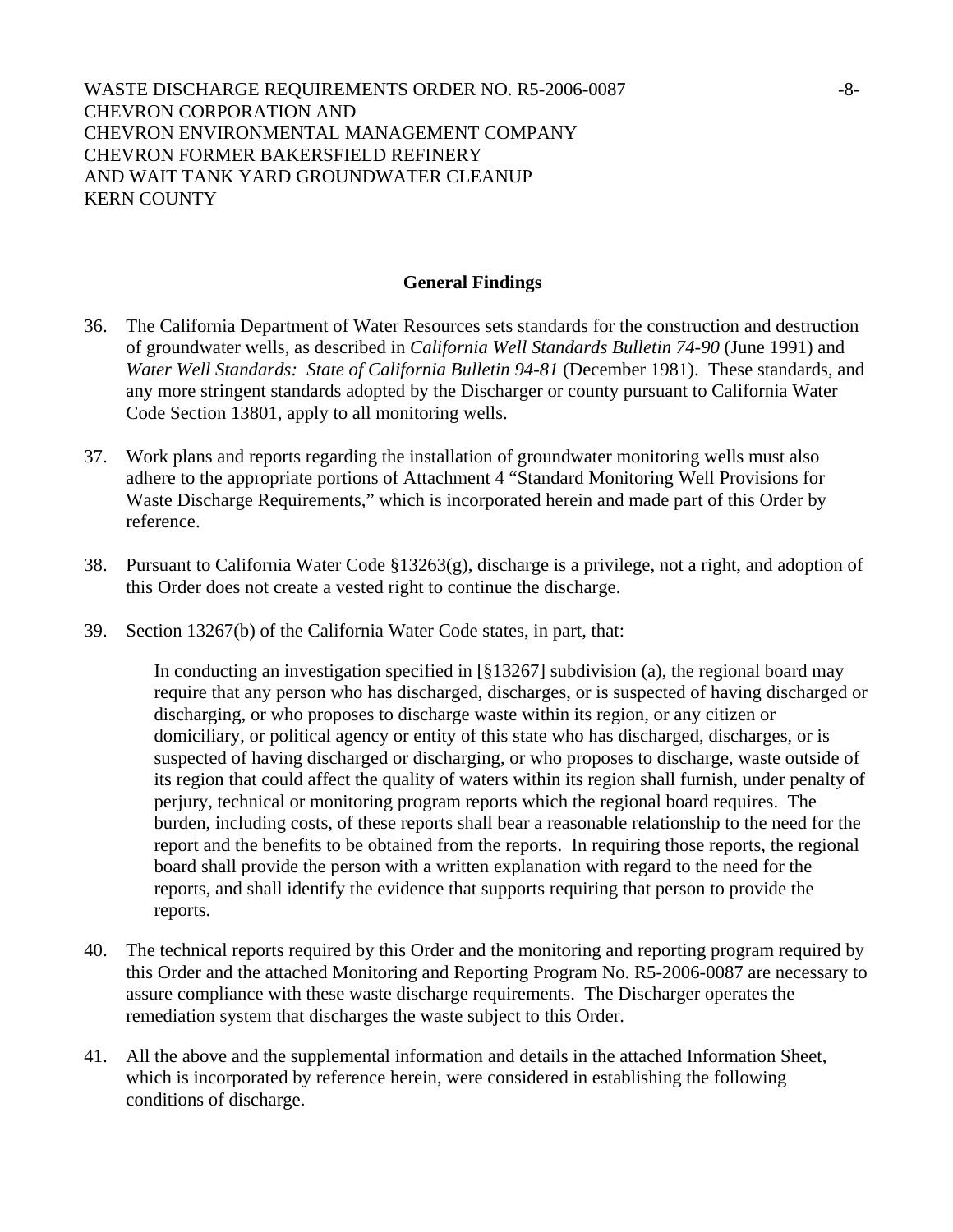### General Findings

36. The California Department of Water Resources sets standards for the construction and destruction of groundwater wells, as described in *California Well Standards Bulletin 74-90* (June 1991) and *Water Well Standards: State of California Bulletin 94-81* (December 1981). These standards, and any more stringent standards adopted by the Discharger or county pursuant to California Water Code Section 13801, apply to all monitoring wells.

37. Work plans and reports regarding the installation of groundwater monitoring wells must also adhere to the appropriate portions of Attachment 4 "Standard Monitoring Well Provisions for Waste Discharge Requirements," which is incorporated herein and made part of this Order by reference.

38. Pursuant to California Water Code §13263(g), discharge is a privilege, not a right, and adoption of this Order does not create a vested right to continue the discharge.

39. Section 13267(b) of the California Water Code states, in part, that:

    In conducting an investigation specified in [§13267] subdivision (a), the regional board may require that any person who has discharged, discharges, or is suspected of having discharged or discharging, or who proposes to discharge waste within its region, or any citizen or domiciliary, or political agency or entity of this state who has discharged, discharges, or is suspected of having discharged or discharging, or who proposes to discharge, waste outside of its region that could affect the quality of waters within its region shall furnish, under penalty of perjury, technical or monitoring program reports which the regional board requires. The burden, including costs, of these reports shall bear a reasonable relationship to the need for the report and the benefits to be obtained from the reports. In requiring those reports, the regional board shall provide the person with a written explanation with regard to the need for the reports, and shall identify the evidence that supports requiring that person to provide the reports.

40. The technical reports required by this Order and the monitoring and reporting program required by this Order and the attached Monitoring and Reporting Program No. R5-2006-0087 are necessary to assure compliance with these waste discharge requirements. The Discharger operates the remediation system that discharges the waste subject to this Order.

41. All the above and the supplemental information and details in the attached Information Sheet, which is incorporated by reference herein, were considered in establishing the following conditions of discharge.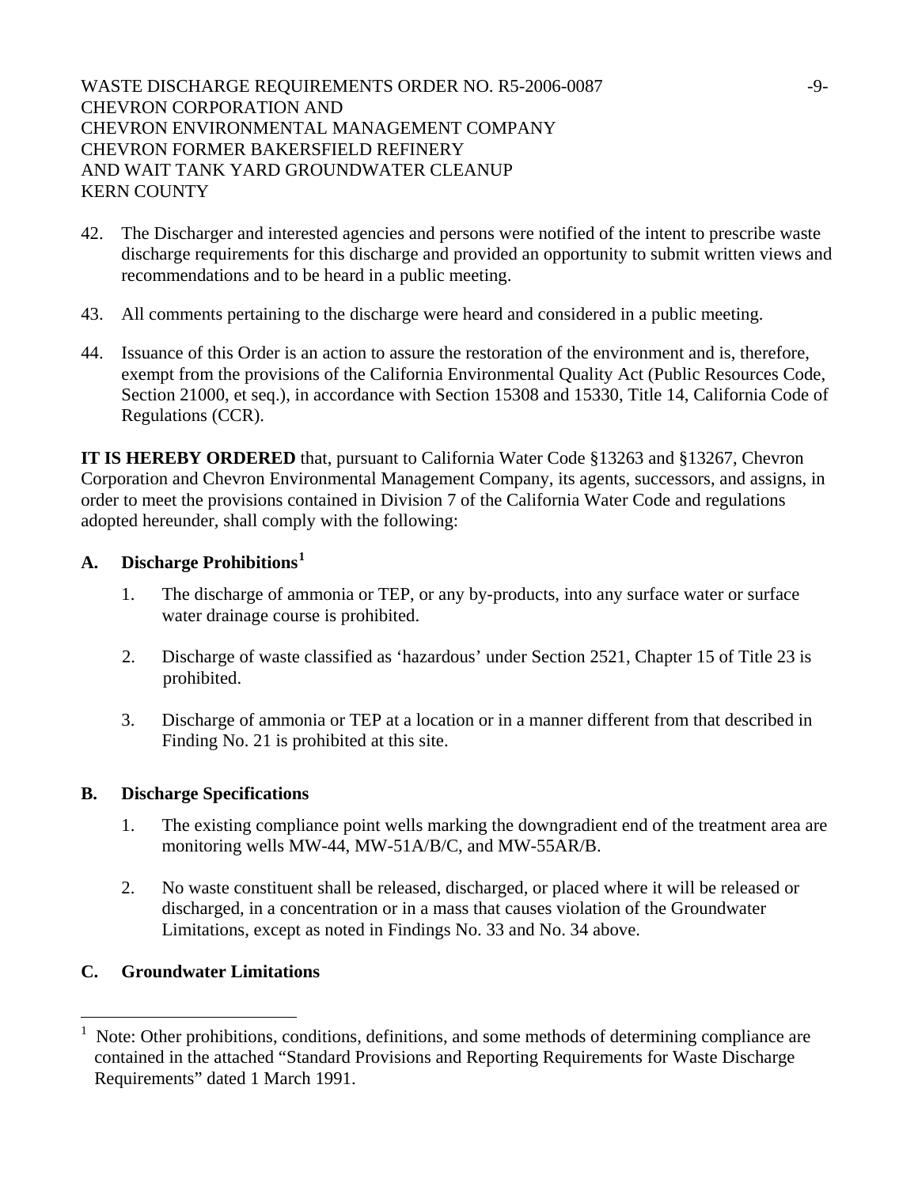42. The Discharger and interested agencies and persons were notified of the intent to prescribe waste discharge requirements for this discharge and provided an opportunity to submit written views and recommendations and to be heard in a public meeting.

43. All comments pertaining to the discharge were heard and considered in a public meeting.

44. Issuance of this Order is an action to assure the restoration of the environment and is, therefore, exempt from the provisions of the California Environmental Quality Act (Public Resources Code, Section 21000, et seq.), in accordance with Section 15308 and 15330, Title 14, California Code of Regulations (CCR).

**IT IS HEREBY ORDERED** that, pursuant to California Water Code §13263 and §13267, Chevron Corporation and Chevron Environmental Management Company, its agents, successors, and assigns, in order to meet the provisions contained in Division 7 of the California Water Code and regulations adopted hereunder, shall comply with the following:

## A. Discharge Prohibitions[1]

1. The discharge of ammonia or TEP, or any by-products, into any surface water or surface water drainage course is prohibited.

2. Discharge of waste classified as 'hazardous' under Section 2521, Chapter 15 of Title 23 is prohibited.

3. Discharge of ammonia or TEP at a location or in a manner different from that described in Finding No. 21 is prohibited at this site.

## B. Discharge Specifications

1. The existing compliance point wells marking the downgradient end of the treatment area are monitoring wells MW-44, MW-51A/B/C, and MW-55AR/B.

2. No waste constituent shall be released, discharged, or placed where it will be released or discharged, in a concentration or in a mass that causes violation of the Groundwater Limitations, except as noted in Findings No. 33 and No. 34 above.

## C. Groundwater Limitations

---

[1] Note: Other prohibitions, conditions, definitions, and some methods of determining compliance are contained in the attached "Standard Provisions and Reporting Requirements for Waste Discharge Requirements" dated 1 March 1991.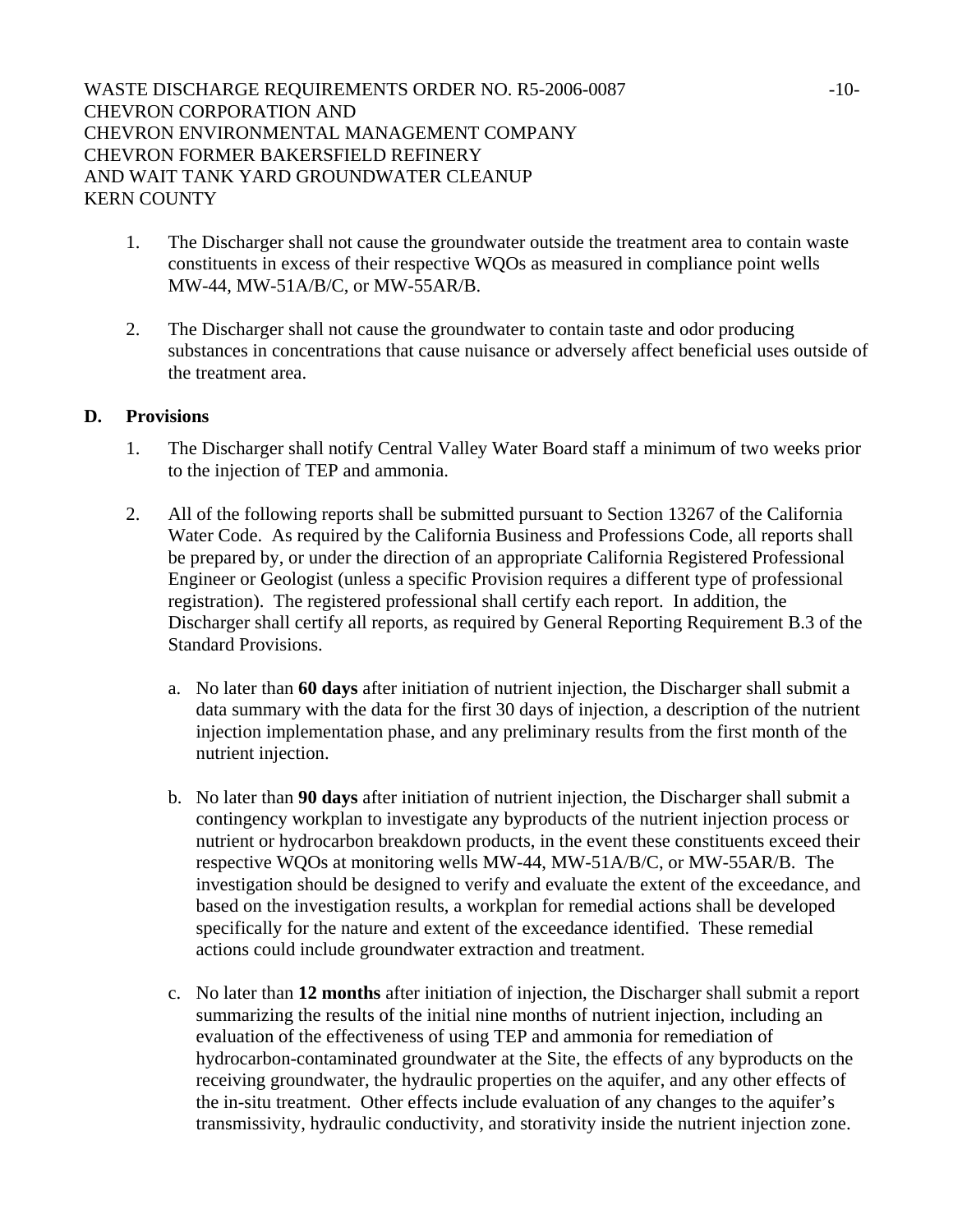1. The Discharger shall not cause the groundwater outside the treatment area to contain waste constituents in excess of their respective WQOs as measured in compliance point wells MW-44, MW-51A/B/C, or MW-55AR/B.

2. The Discharger shall not cause the groundwater to contain taste and odor producing substances in concentrations that cause nuisance or adversely affect beneficial uses outside of the treatment area.

## D. Provisions

1. The Discharger shall notify Central Valley Water Board staff a minimum of two weeks prior to the injection of TEP and ammonia.

2. All of the following reports shall be submitted pursuant to Section 13267 of the California Water Code. As required by the California Business and Professions Code, all reports shall be prepared by, or under the direction of an appropriate California Registered Professional Engineer or Geologist (unless a specific Provision requires a different type of professional registration). The registered professional shall certify each report. In addition, the Discharger shall certify all reports, as required by General Reporting Requirement B.3 of the Standard Provisions.

   a. No later than **60 days** after initiation of nutrient injection, the Discharger shall submit a data summary with the data for the first 30 days of injection, a description of the nutrient injection implementation phase, and any preliminary results from the first month of the nutrient injection.

   b. No later than **90 days** after initiation of nutrient injection, the Discharger shall submit a contingency workplan to investigate any byproducts of the nutrient injection process or nutrient or hydrocarbon breakdown products, in the event these constituents exceed their respective WQOs at monitoring wells MW-44, MW-51A/B/C, or MW-55AR/B. The investigation should be designed to verify and evaluate the extent of the exceedance, and based on the investigation results, a workplan for remedial actions shall be developed specifically for the nature and extent of the exceedance identified. These remedial actions could include groundwater extraction and treatment.

   c. No later than **12 months** after initiation of injection, the Discharger shall submit a report summarizing the results of the initial nine months of nutrient injection, including an evaluation of the effectiveness of using TEP and ammonia for remediation of hydrocarbon-contaminated groundwater at the Site, the effects of any byproducts on the receiving groundwater, the hydraulic properties on the aquifer, and any other effects of the in-situ treatment. Other effects include evaluation of any changes to the aquifer's transmissivity, hydraulic conductivity, and storativity inside the nutrient injection zone.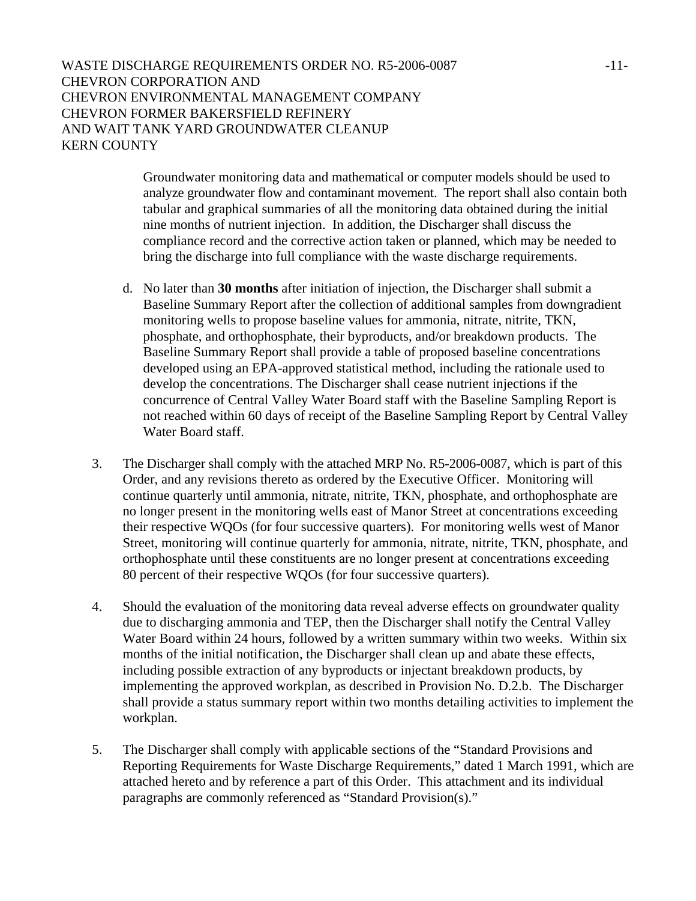Groundwater monitoring data and mathematical or computer models should be used to analyze groundwater flow and contaminant movement. The report shall also contain both tabular and graphical summaries of all the monitoring data obtained during the initial nine months of nutrient injection. In addition, the Discharger shall discuss the compliance record and the corrective action taken or planned, which may be needed to bring the discharge into full compliance with the waste discharge requirements.

d. No later than **30 months** after initiation of injection, the Discharger shall submit a Baseline Summary Report after the collection of additional samples from downgradient monitoring wells to propose baseline values for ammonia, nitrate, nitrite, TKN, phosphate, and orthophosphate, their byproducts, and/or breakdown products. The Baseline Summary Report shall provide a table of proposed baseline concentrations developed using an EPA-approved statistical method, including the rationale used to develop the concentrations. The Discharger shall cease nutrient injections if the concurrence of Central Valley Water Board staff with the Baseline Sampling Report is not reached within 60 days of receipt of the Baseline Sampling Report by Central Valley Water Board staff.

3. The Discharger shall comply with the attached MRP No. R5-2006-0087, which is part of this Order, and any revisions thereto as ordered by the Executive Officer. Monitoring will continue quarterly until ammonia, nitrate, nitrite, TKN, phosphate, and orthophosphate are no longer present in the monitoring wells east of Manor Street at concentrations exceeding their respective WQOs (for four successive quarters). For monitoring wells west of Manor Street, monitoring will continue quarterly for ammonia, nitrate, nitrite, TKN, phosphate, and orthophosphate until these constituents are no longer present at concentrations exceeding 80 percent of their respective WQOs (for four successive quarters).

4. Should the evaluation of the monitoring data reveal adverse effects on groundwater quality due to discharging ammonia and TEP, then the Discharger shall notify the Central Valley Water Board within 24 hours, followed by a written summary within two weeks. Within six months of the initial notification, the Discharger shall clean up and abate these effects, including possible extraction of any byproducts or injectant breakdown products, by implementing the approved workplan, as described in Provision No. D.2.b. The Discharger shall provide a status summary report within two months detailing activities to implement the workplan.

5. The Discharger shall comply with applicable sections of the "Standard Provisions and Reporting Requirements for Waste Discharge Requirements," dated 1 March 1991, which are attached hereto and by reference a part of this Order. This attachment and its individual paragraphs are commonly referenced as "Standard Provision(s)."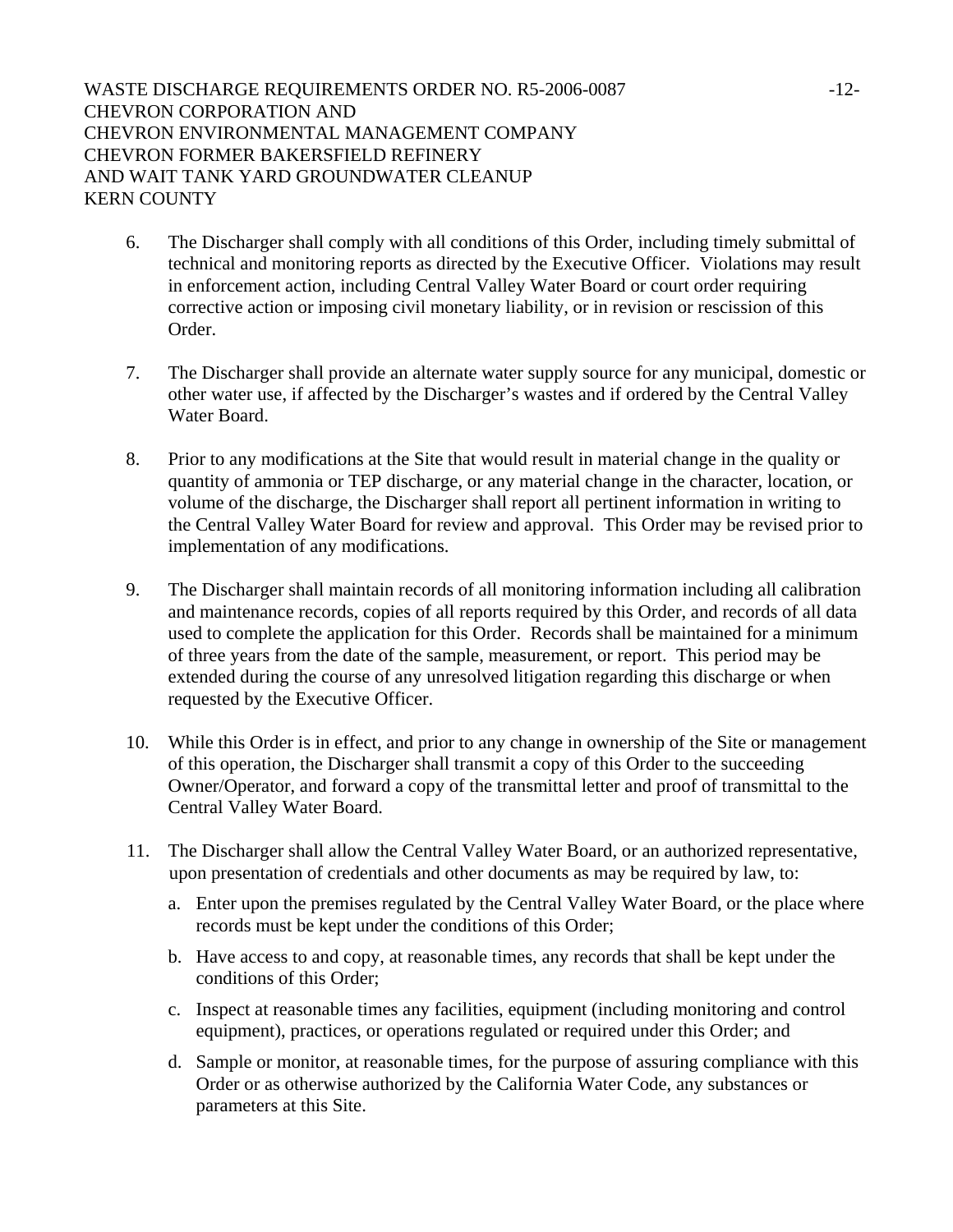6. The Discharger shall comply with all conditions of this Order, including timely submittal of technical and monitoring reports as directed by the Executive Officer. Violations may result in enforcement action, including Central Valley Water Board or court order requiring corrective action or imposing civil monetary liability, or in revision or rescission of this Order.

7. The Discharger shall provide an alternate water supply source for any municipal, domestic or other water use, if affected by the Discharger's wastes and if ordered by the Central Valley Water Board.

8. Prior to any modifications at the Site that would result in material change in the quality or quantity of ammonia or TEP discharge, or any material change in the character, location, or volume of the discharge, the Discharger shall report all pertinent information in writing to the Central Valley Water Board for review and approval. This Order may be revised prior to implementation of any modifications.

9. The Discharger shall maintain records of all monitoring information including all calibration and maintenance records, copies of all reports required by this Order, and records of all data used to complete the application for this Order. Records shall be maintained for a minimum of three years from the date of the sample, measurement, or report. This period may be extended during the course of any unresolved litigation regarding this discharge or when requested by the Executive Officer.

10. While this Order is in effect, and prior to any change in ownership of the Site or management of this operation, the Discharger shall transmit a copy of this Order to the succeeding Owner/Operator, and forward a copy of the transmittal letter and proof of transmittal to the Central Valley Water Board.

11. The Discharger shall allow the Central Valley Water Board, or an authorized representative, upon presentation of credentials and other documents as may be required by law, to:

    a. Enter upon the premises regulated by the Central Valley Water Board, or the place where records must be kept under the conditions of this Order;

    b. Have access to and copy, at reasonable times, any records that shall be kept under the conditions of this Order;

    c. Inspect at reasonable times any facilities, equipment (including monitoring and control equipment), practices, or operations regulated or required under this Order; and

    d. Sample or monitor, at reasonable times, for the purpose of assuring compliance with this Order or as otherwise authorized by the California Water Code, any substances or parameters at this Site.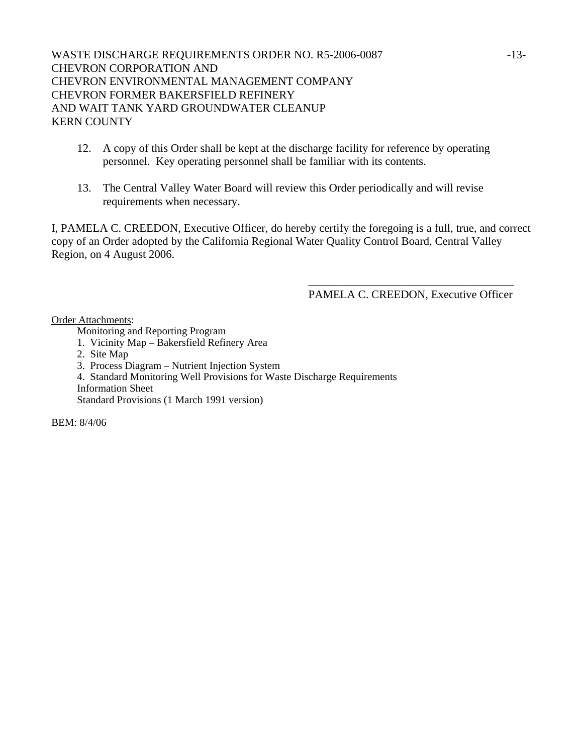12. A copy of this Order shall be kept at the discharge facility for reference by operating personnel. Key operating personnel shall be familiar with its contents.

13. The Central Valley Water Board will review this Order periodically and will revise requirements when necessary.

I, PAMELA C. CREEDON, Executive Officer, do hereby certify the foregoing is a full, true, and correct copy of an Order adopted by the California Regional Water Quality Control Board, Central Valley Region, on 4 August 2006.

\_\_\_\_\_\_\_\_\_\_\_\_\_\_\_\_\_\_\_\_\_\_\_\_\_\_\_\_\_\_\_\_\_\_\_\_\_\_

PAMELA C. CREEDON, Executive Officer

Order Attachments:

Monitoring and Reporting Program
1. Vicinity Map – Bakersfield Refinery Area
2. Site Map
3. Process Diagram – Nutrient Injection System
4. Standard Monitoring Well Provisions for Waste Discharge Requirements

Information Sheet
Standard Provisions (1 March 1991 version)

BEM: 8/4/06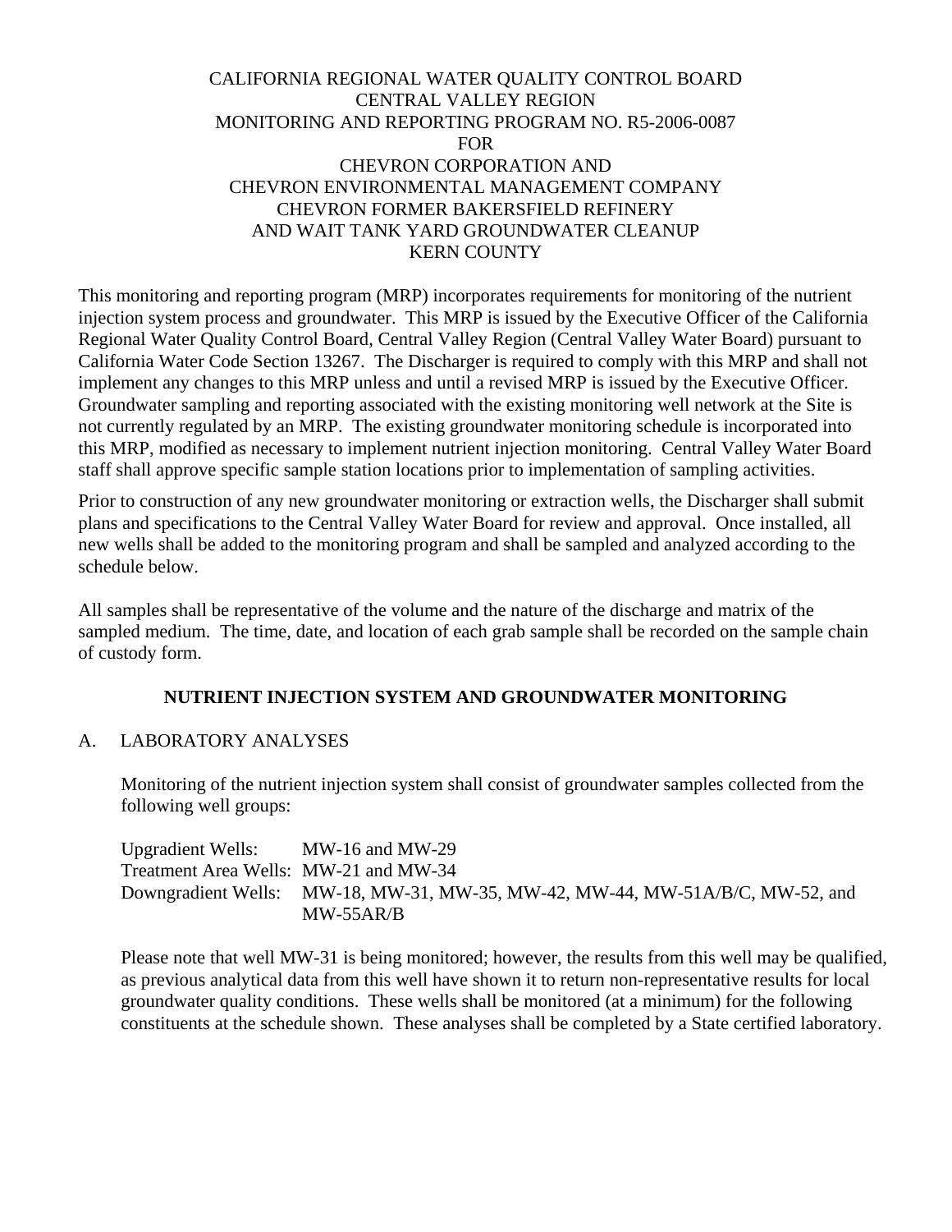CALIFORNIA REGIONAL WATER QUALITY CONTROL BOARD
CENTRAL VALLEY REGION
MONITORING AND REPORTING PROGRAM NO. R5-2006-0087
FOR
CHEVRON CORPORATION AND
CHEVRON ENVIRONMENTAL MANAGEMENT COMPANY
CHEVRON FORMER BAKERSFIELD REFINERY
AND WAIT TANK YARD GROUNDWATER CLEANUP
KERN COUNTY

This monitoring and reporting program (MRP) incorporates requirements for monitoring of the nutrient injection system process and groundwater. This MRP is issued by the Executive Officer of the California Regional Water Quality Control Board, Central Valley Region (Central Valley Water Board) pursuant to California Water Code Section 13267. The Discharger is required to comply with this MRP and shall not implement any changes to this MRP unless and until a revised MRP is issued by the Executive Officer. Groundwater sampling and reporting associated with the existing monitoring well network at the Site is not currently regulated by an MRP. The existing groundwater monitoring schedule is incorporated into this MRP, modified as necessary to implement nutrient injection monitoring. Central Valley Water Board staff shall approve specific sample station locations prior to implementation of sampling activities.

Prior to construction of any new groundwater monitoring or extraction wells, the Discharger shall submit plans and specifications to the Central Valley Water Board for review and approval. Once installed, all new wells shall be added to the monitoring program and shall be sampled and analyzed according to the schedule below.

All samples shall be representative of the volume and the nature of the discharge and matrix of the sampled medium. The time, date, and location of each grab sample shall be recorded on the sample chain of custody form.

**NUTRIENT INJECTION SYSTEM AND GROUNDWATER MONITORING**

A. LABORATORY ANALYSES

Monitoring of the nutrient injection system shall consist of groundwater samples collected from the following well groups:

Upgradient Wells: MW-16 and MW-29
Treatment Area Wells: MW-21 and MW-34
Downgradient Wells: MW-18, MW-31, MW-35, MW-42, MW-44, MW-51A/B/C, MW-52, and MW-55AR/B

Please note that well MW-31 is being monitored; however, the results from this well may be qualified, as previous analytical data from this well have shown it to return non-representative results for local groundwater quality conditions. These wells shall be monitored (at a minimum) for the following constituents at the schedule shown. These analyses shall be completed by a State certified laboratory.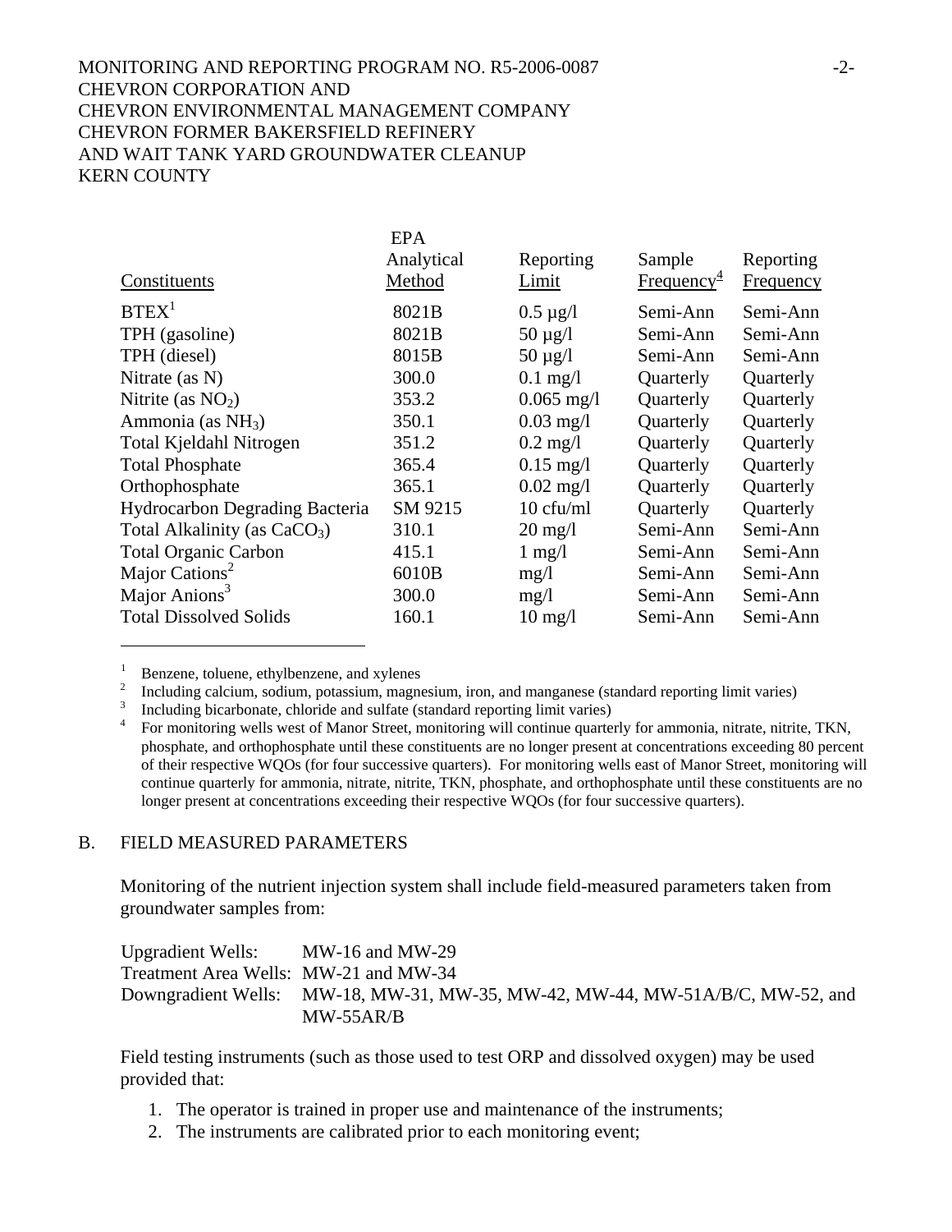| Constituents | EPA Analytical Method | Reporting Limit | Sample Frequency[4] | Reporting Frequency |
|---|---|---|---|---|
| BTEX[1] | 8021B | 0.5 µg/l | Semi-Ann | Semi-Ann |
| TPH (gasoline) | 8021B | 50 µg/l | Semi-Ann | Semi-Ann |
| TPH (diesel) | 8015B | 50 µg/l | Semi-Ann | Semi-Ann |
| Nitrate (as N) | 300.0 | 0.1 mg/l | Quarterly | Quarterly |
| Nitrite (as $NO_2$) | 353.2 | 0.065 mg/l | Quarterly | Quarterly |
| Ammonia (as $NH_3$) | 350.1 | 0.03 mg/l | Quarterly | Quarterly |
| Total Kjeldahl Nitrogen | 351.2 | 0.2 mg/l | Quarterly | Quarterly |
| Total Phosphate | 365.4 | 0.15 mg/l | Quarterly | Quarterly |
| Orthophosphate | 365.1 | 0.02 mg/l | Quarterly | Quarterly |
| Hydrocarbon Degrading Bacteria | SM 9215 | 10 cfu/ml | Quarterly | Quarterly |
| Total Alkalinity (as $CaCO_3$) | 310.1 | 20 mg/l | Semi-Ann | Semi-Ann |
| Total Organic Carbon | 415.1 | 1 mg/l | Semi-Ann | Semi-Ann |
| Major Cations[2] | 6010B | mg/l | Semi-Ann | Semi-Ann |
| Major Anions[3] | 300.0 | mg/l | Semi-Ann | Semi-Ann |
| Total Dissolved Solids | 160.1 | 10 mg/l | Semi-Ann | Semi-Ann |

[1] Benzene, toluene, ethylbenzene, and xylenes
[2] Including calcium, sodium, potassium, magnesium, iron, and manganese (standard reporting limit varies)
[3] Including bicarbonate, chloride and sulfate (standard reporting limit varies)
[4] For monitoring wells west of Manor Street, monitoring will continue quarterly for ammonia, nitrate, nitrite, TKN, phosphate, and orthophosphate until these constituents are no longer present at concentrations exceeding 80 percent of their respective WQOs (for four successive quarters). For monitoring wells east of Manor Street, monitoring will continue quarterly for ammonia, nitrate, nitrite, TKN, phosphate, and orthophosphate until these constituents are no longer present at concentrations exceeding their respective WQOs (for four successive quarters).

## B. FIELD MEASURED PARAMETERS

Monitoring of the nutrient injection system shall include field-measured parameters taken from groundwater samples from:

Upgradient Wells: MW-16 and MW-29
Treatment Area Wells: MW-21 and MW-34
Downgradient Wells: MW-18, MW-31, MW-35, MW-42, MW-44, MW-51A/B/C, MW-52, and MW-55AR/B

Field testing instruments (such as those used to test ORP and dissolved oxygen) may be used provided that:

1. The operator is trained in proper use and maintenance of the instruments;
2. The instruments are calibrated prior to each monitoring event;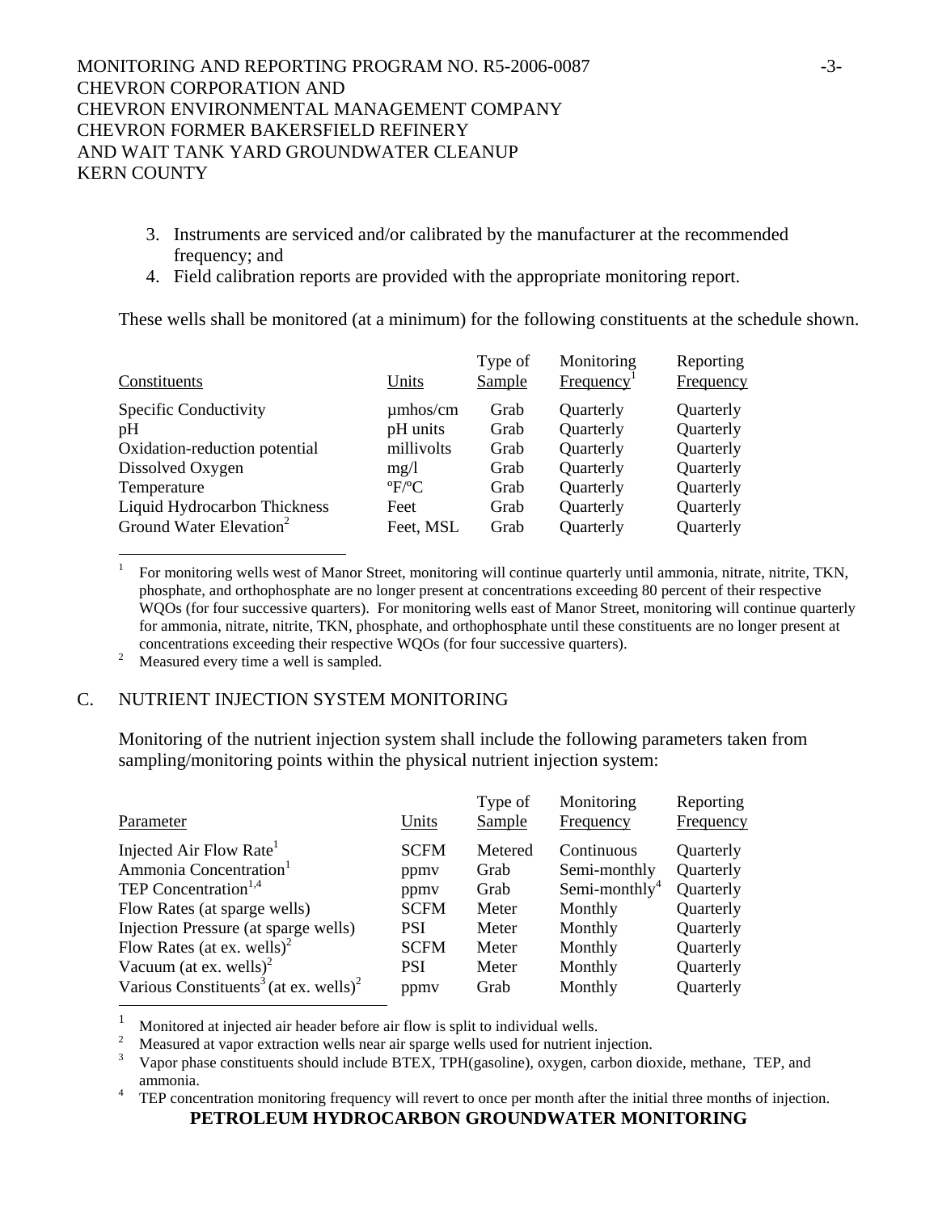3. Instruments are serviced and/or calibrated by the manufacturer at the recommended frequency; and
4. Field calibration reports are provided with the appropriate monitoring report.

These wells shall be monitored (at a minimum) for the following constituents at the schedule shown.

| Constituents | Units | Type of Sample | Monitoring Frequency[1] | Reporting Frequency |
|---|---|---|---|---|
| Specific Conductivity | µmhos/cm | Grab | Quarterly | Quarterly |
| pH | pH units | Grab | Quarterly | Quarterly |
| Oxidation-reduction potential | millivolts | Grab | Quarterly | Quarterly |
| Dissolved Oxygen | mg/l | Grab | Quarterly | Quarterly |
| Temperature | ºF/ºC | Grab | Quarterly | Quarterly |
| Liquid Hydrocarbon Thickness | Feet | Grab | Quarterly | Quarterly |
| Ground Water Elevation[2] | Feet, MSL | Grab | Quarterly | Quarterly |

[1] For monitoring wells west of Manor Street, monitoring will continue quarterly until ammonia, nitrate, nitrite, TKN, phosphate, and orthophosphate are no longer present at concentrations exceeding 80 percent of their respective WQOs (for four successive quarters). For monitoring wells east of Manor Street, monitoring will continue quarterly for ammonia, nitrate, nitrite, TKN, phosphate, and orthophosphate until these constituents are no longer present at concentrations exceeding their respective WQOs (for four successive quarters).

[2] Measured every time a well is sampled.

## C. NUTRIENT INJECTION SYSTEM MONITORING

Monitoring of the nutrient injection system shall include the following parameters taken from sampling/monitoring points within the physical nutrient injection system:

| Parameter | Units | Type of Sample | Monitoring Frequency | Reporting Frequency |
|---|---|---|---|---|
| Injected Air Flow Rate[1] | SCFM | Metered | Continuous | Quarterly |
| Ammonia Concentration[1] | ppmv | Grab | Semi-monthly | Quarterly |
| TEP Concentration[1,4] | ppmv | Grab | Semi-monthly[4] | Quarterly |
| Flow Rates (at sparge wells) | SCFM | Meter | Monthly | Quarterly |
| Injection Pressure (at sparge wells) | PSI | Meter | Monthly | Quarterly |
| Flow Rates (at ex. wells)[2] | SCFM | Meter | Monthly | Quarterly |
| Vacuum (at ex. wells)[2] | PSI | Meter | Monthly | Quarterly |
| Various Constituents[3] (at ex. wells)[2] | ppmv | Grab | Monthly | Quarterly |

[1] Monitored at injected air header before air flow is split to individual wells.

[2] Measured at vapor extraction wells near air sparge wells used for nutrient injection.

[3] Vapor phase constituents should include BTEX, TPH(gasoline), oxygen, carbon dioxide, methane, TEP, and ammonia.

[4] TEP concentration monitoring frequency will revert to once per month after the initial three months of injection.

**PETROLEUM HYDROCARBON GROUNDWATER MONITORING**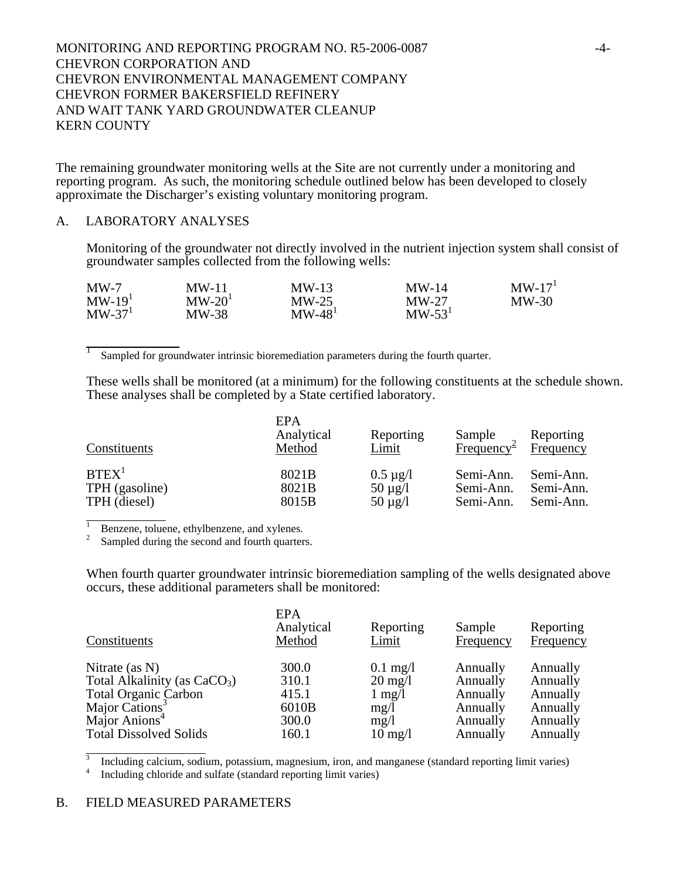The remaining groundwater monitoring wells at the Site are not currently under a monitoring and reporting program. As such, the monitoring schedule outlined below has been developed to closely approximate the Discharger's existing voluntary monitoring program.

## A. LABORATORY ANALYSES

Monitoring of the groundwater not directly involved in the nutrient injection system shall consist of groundwater samples collected from the following wells:

| | | | | |
|---|---|---|---|---|
| MW-7 | MW-11 | MW-13 | MW-14 | MW-17[1] |
| MW-19[1] | MW-20[1] | MW-25 | MW-27 | MW-30 |
| MW-37[1] | MW-38 | MW-48[1] | MW-53[1] | |

[1] Sampled for groundwater intrinsic bioremediation parameters during the fourth quarter.

These wells shall be monitored (at a minimum) for the following constituents at the schedule shown. These analyses shall be completed by a State certified laboratory.

| Constituents | EPA Analytical Method | Reporting Limit | Sample Frequency[2] | Reporting Frequency |
|---|---|---|---|---|
| BTEX[1] | 8021B | 0.5 µg/l | Semi-Ann. | Semi-Ann. |
| TPH (gasoline) | 8021B | 50 µg/l | Semi-Ann. | Semi-Ann. |
| TPH (diesel) | 8015B | 50 µg/l | Semi-Ann. | Semi-Ann. |

[1] Benzene, toluene, ethylbenzene, and xylenes.
[2] Sampled during the second and fourth quarters.

When fourth quarter groundwater intrinsic bioremediation sampling of the wells designated above occurs, these additional parameters shall be monitored:

| Constituents | EPA Analytical Method | Reporting Limit | Sample Frequency | Reporting Frequency |
|---|---|---|---|---|
| Nitrate (as N) | 300.0 | 0.1 mg/l | Annually | Annually |
| Total Alkalinity (as $CaCO_3$) | 310.1 | 20 mg/l | Annually | Annually |
| Total Organic Carbon | 415.1 | 1 mg/l | Annually | Annually |
| Major Cations[3] | 6010B | mg/l | Annually | Annually |
| Major Anions[4] | 300.0 | mg/l | Annually | Annually |
| Total Dissolved Solids | 160.1 | 10 mg/l | Annually | Annually |

[3] Including calcium, sodium, potassium, magnesium, iron, and manganese (standard reporting limit varies)
[4] Including chloride and sulfate (standard reporting limit varies)

## B. FIELD MEASURED PARAMETERS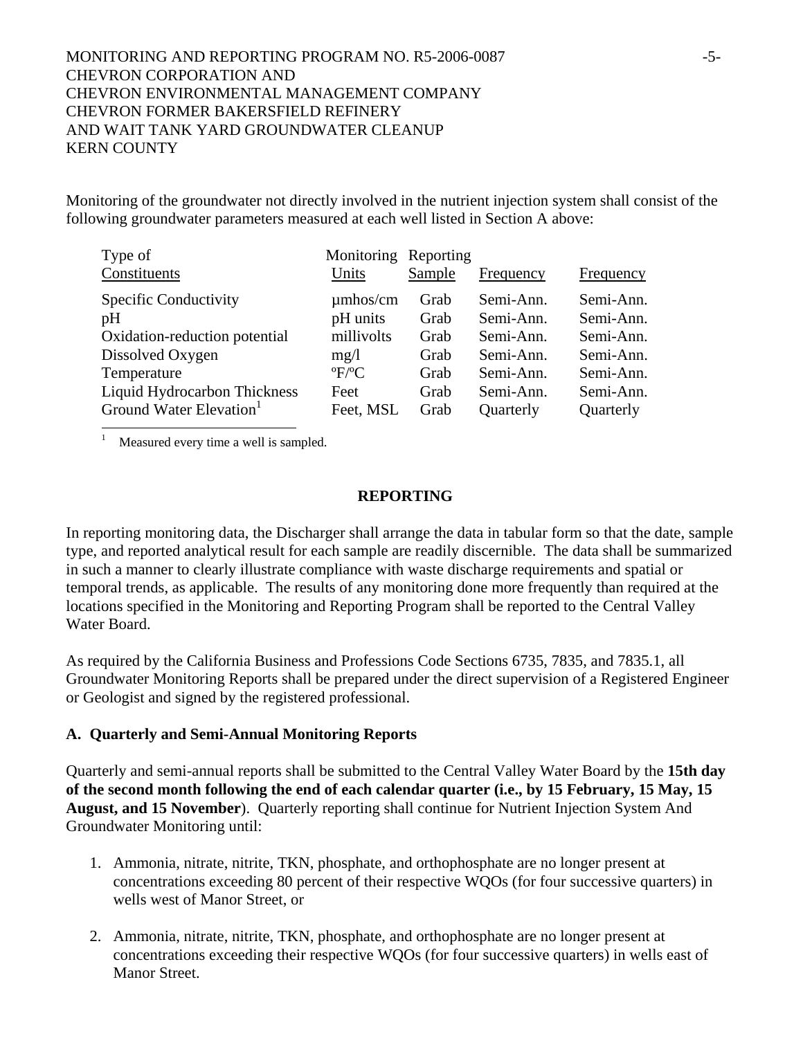Monitoring of the groundwater not directly involved in the nutrient injection system shall consist of the following groundwater parameters measured at each well listed in Section A above:

| Type of Constituents | Units | Sample | Monitoring Frequency | Reporting Frequency |
|---|---|---|---|---|
| Specific Conductivity | μmhos/cm | Grab | Semi-Ann. | Semi-Ann. |
| pH | pH units | Grab | Semi-Ann. | Semi-Ann. |
| Oxidation-reduction potential | millivolts | Grab | Semi-Ann. | Semi-Ann. |
| Dissolved Oxygen | mg/l | Grab | Semi-Ann. | Semi-Ann. |
| Temperature | ºF/ºC | Grab | Semi-Ann. | Semi-Ann. |
| Liquid Hydrocarbon Thickness | Feet | Grab | Semi-Ann. | Semi-Ann. |
| Ground Water Elevation[1] | Feet, MSL | Grab | Quarterly | Quarterly |

[1] Measured every time a well is sampled.

## REPORTING

In reporting monitoring data, the Discharger shall arrange the data in tabular form so that the date, sample type, and reported analytical result for each sample are readily discernible. The data shall be summarized in such a manner to clearly illustrate compliance with waste discharge requirements and spatial or temporal trends, as applicable. The results of any monitoring done more frequently than required at the locations specified in the Monitoring and Reporting Program shall be reported to the Central Valley Water Board.

As required by the California Business and Professions Code Sections 6735, 7835, and 7835.1, all Groundwater Monitoring Reports shall be prepared under the direct supervision of a Registered Engineer or Geologist and signed by the registered professional.

### A. Quarterly and Semi-Annual Monitoring Reports

Quarterly and semi-annual reports shall be submitted to the Central Valley Water Board by the **15th day of the second month following the end of each calendar quarter (i.e., by 15 February, 15 May, 15 August, and 15 November**). Quarterly reporting shall continue for Nutrient Injection System And Groundwater Monitoring until:

1. Ammonia, nitrate, nitrite, TKN, phosphate, and orthophosphate are no longer present at concentrations exceeding 80 percent of their respective WQOs (for four successive quarters) in wells west of Manor Street, or

2. Ammonia, nitrate, nitrite, TKN, phosphate, and orthophosphate are no longer present at concentrations exceeding their respective WQOs (for four successive quarters) in wells east of Manor Street.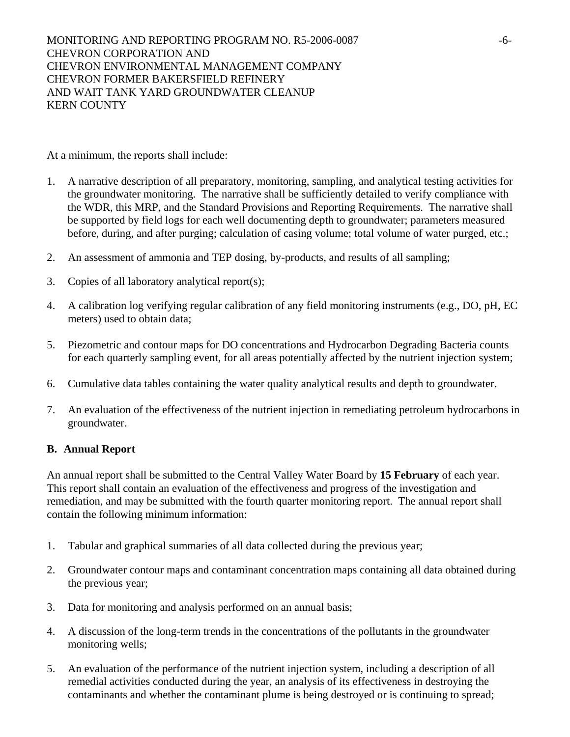At a minimum, the reports shall include:

1. A narrative description of all preparatory, monitoring, sampling, and analytical testing activities for the groundwater monitoring. The narrative shall be sufficiently detailed to verify compliance with the WDR, this MRP, and the Standard Provisions and Reporting Requirements. The narrative shall be supported by field logs for each well documenting depth to groundwater; parameters measured before, during, and after purging; calculation of casing volume; total volume of water purged, etc.;

2. An assessment of ammonia and TEP dosing, by-products, and results of all sampling;

3. Copies of all laboratory analytical report(s);

4. A calibration log verifying regular calibration of any field monitoring instruments (e.g., DO, pH, EC meters) used to obtain data;

5. Piezometric and contour maps for DO concentrations and Hydrocarbon Degrading Bacteria counts for each quarterly sampling event, for all areas potentially affected by the nutrient injection system;

6. Cumulative data tables containing the water quality analytical results and depth to groundwater.

7. An evaluation of the effectiveness of the nutrient injection in remediating petroleum hydrocarbons in groundwater.

**B. Annual Report**

An annual report shall be submitted to the Central Valley Water Board by **15 February** of each year. This report shall contain an evaluation of the effectiveness and progress of the investigation and remediation, and may be submitted with the fourth quarter monitoring report. The annual report shall contain the following minimum information:

1. Tabular and graphical summaries of all data collected during the previous year;

2. Groundwater contour maps and contaminant concentration maps containing all data obtained during the previous year;

3. Data for monitoring and analysis performed on an annual basis;

4. A discussion of the long-term trends in the concentrations of the pollutants in the groundwater monitoring wells;

5. An evaluation of the performance of the nutrient injection system, including a description of all remedial activities conducted during the year, an analysis of its effectiveness in destroying the contaminants and whether the contaminant plume is being destroyed or is continuing to spread;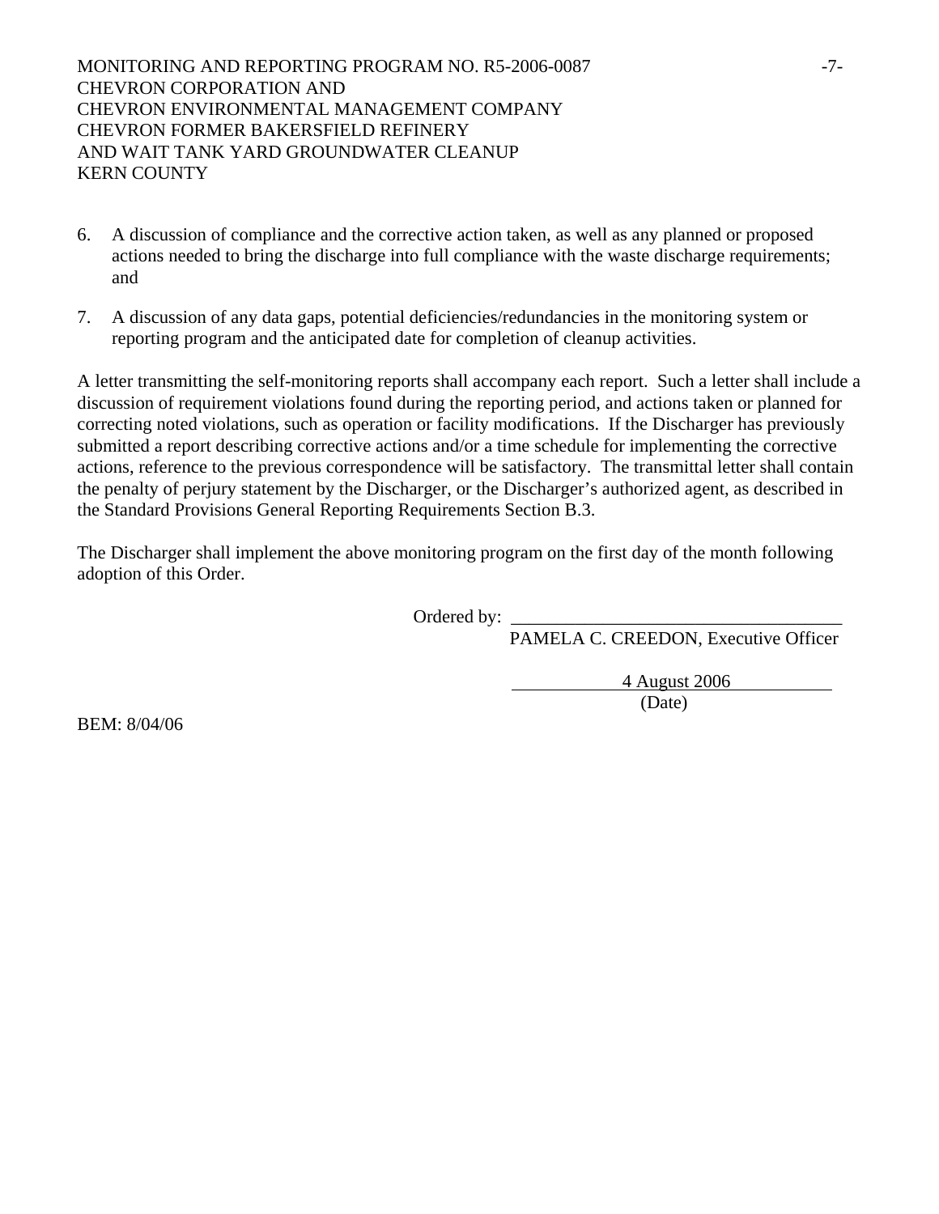6. A discussion of compliance and the corrective action taken, as well as any planned or proposed actions needed to bring the discharge into full compliance with the waste discharge requirements; and

7. A discussion of any data gaps, potential deficiencies/redundancies in the monitoring system or reporting program and the anticipated date for completion of cleanup activities.

A letter transmitting the self-monitoring reports shall accompany each report. Such a letter shall include a discussion of requirement violations found during the reporting period, and actions taken or planned for correcting noted violations, such as operation or facility modifications. If the Discharger has previously submitted a report describing corrective actions and/or a time schedule for implementing the corrective actions, reference to the previous correspondence will be satisfactory. The transmittal letter shall contain the penalty of perjury statement by the Discharger, or the Discharger's authorized agent, as described in the Standard Provisions General Reporting Requirements Section B.3.

The Discharger shall implement the above monitoring program on the first day of the month following adoption of this Order.

Ordered by: ____________________________________
PAMELA C. CREEDON, Executive Officer

4 August 2006
(Date)

BEM: 8/04/06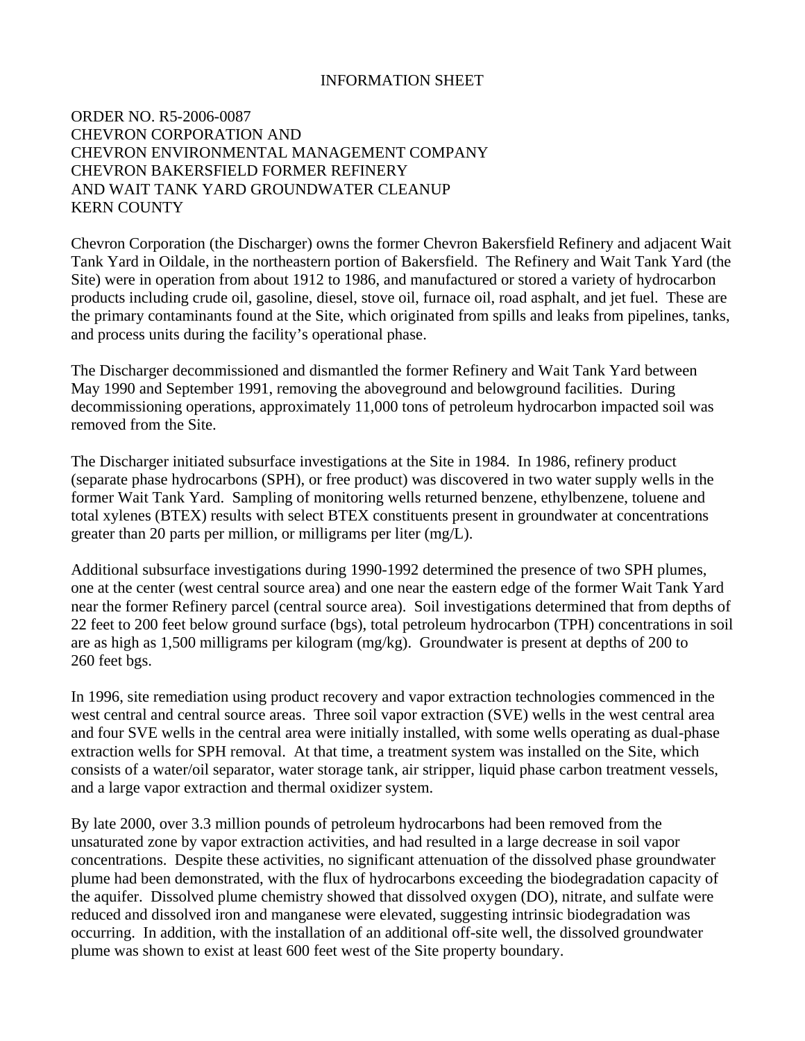# INFORMATION SHEET

ORDER NO. R5-2006-0087
CHEVRON CORPORATION AND
CHEVRON ENVIRONMENTAL MANAGEMENT COMPANY
CHEVRON BAKERSFIELD FORMER REFINERY
AND WAIT TANK YARD GROUNDWATER CLEANUP
KERN COUNTY

Chevron Corporation (the Discharger) owns the former Chevron Bakersfield Refinery and adjacent Wait Tank Yard in Oildale, in the northeastern portion of Bakersfield. The Refinery and Wait Tank Yard (the Site) were in operation from about 1912 to 1986, and manufactured or stored a variety of hydrocarbon products including crude oil, gasoline, diesel, stove oil, furnace oil, road asphalt, and jet fuel. These are the primary contaminants found at the Site, which originated from spills and leaks from pipelines, tanks, and process units during the facility's operational phase.

The Discharger decommissioned and dismantled the former Refinery and Wait Tank Yard between May 1990 and September 1991, removing the aboveground and belowground facilities. During decommissioning operations, approximately 11,000 tons of petroleum hydrocarbon impacted soil was removed from the Site.

The Discharger initiated subsurface investigations at the Site in 1984. In 1986, refinery product (separate phase hydrocarbons (SPH), or free product) was discovered in two water supply wells in the former Wait Tank Yard. Sampling of monitoring wells returned benzene, ethylbenzene, toluene and total xylenes (BTEX) results with select BTEX constituents present in groundwater at concentrations greater than 20 parts per million, or milligrams per liter (mg/L).

Additional subsurface investigations during 1990-1992 determined the presence of two SPH plumes, one at the center (west central source area) and one near the eastern edge of the former Wait Tank Yard near the former Refinery parcel (central source area). Soil investigations determined that from depths of 22 feet to 200 feet below ground surface (bgs), total petroleum hydrocarbon (TPH) concentrations in soil are as high as 1,500 milligrams per kilogram (mg/kg). Groundwater is present at depths of 200 to 260 feet bgs.

In 1996, site remediation using product recovery and vapor extraction technologies commenced in the west central and central source areas. Three soil vapor extraction (SVE) wells in the west central area and four SVE wells in the central area were initially installed, with some wells operating as dual-phase extraction wells for SPH removal. At that time, a treatment system was installed on the Site, which consists of a water/oil separator, water storage tank, air stripper, liquid phase carbon treatment vessels, and a large vapor extraction and thermal oxidizer system.

By late 2000, over 3.3 million pounds of petroleum hydrocarbons had been removed from the unsaturated zone by vapor extraction activities, and had resulted in a large decrease in soil vapor concentrations. Despite these activities, no significant attenuation of the dissolved phase groundwater plume had been demonstrated, with the flux of hydrocarbons exceeding the biodegradation capacity of the aquifer. Dissolved plume chemistry showed that dissolved oxygen (DO), nitrate, and sulfate were reduced and dissolved iron and manganese were elevated, suggesting intrinsic biodegradation was occurring. In addition, with the installation of an additional off-site well, the dissolved groundwater plume was shown to exist at least 600 feet west of the Site property boundary.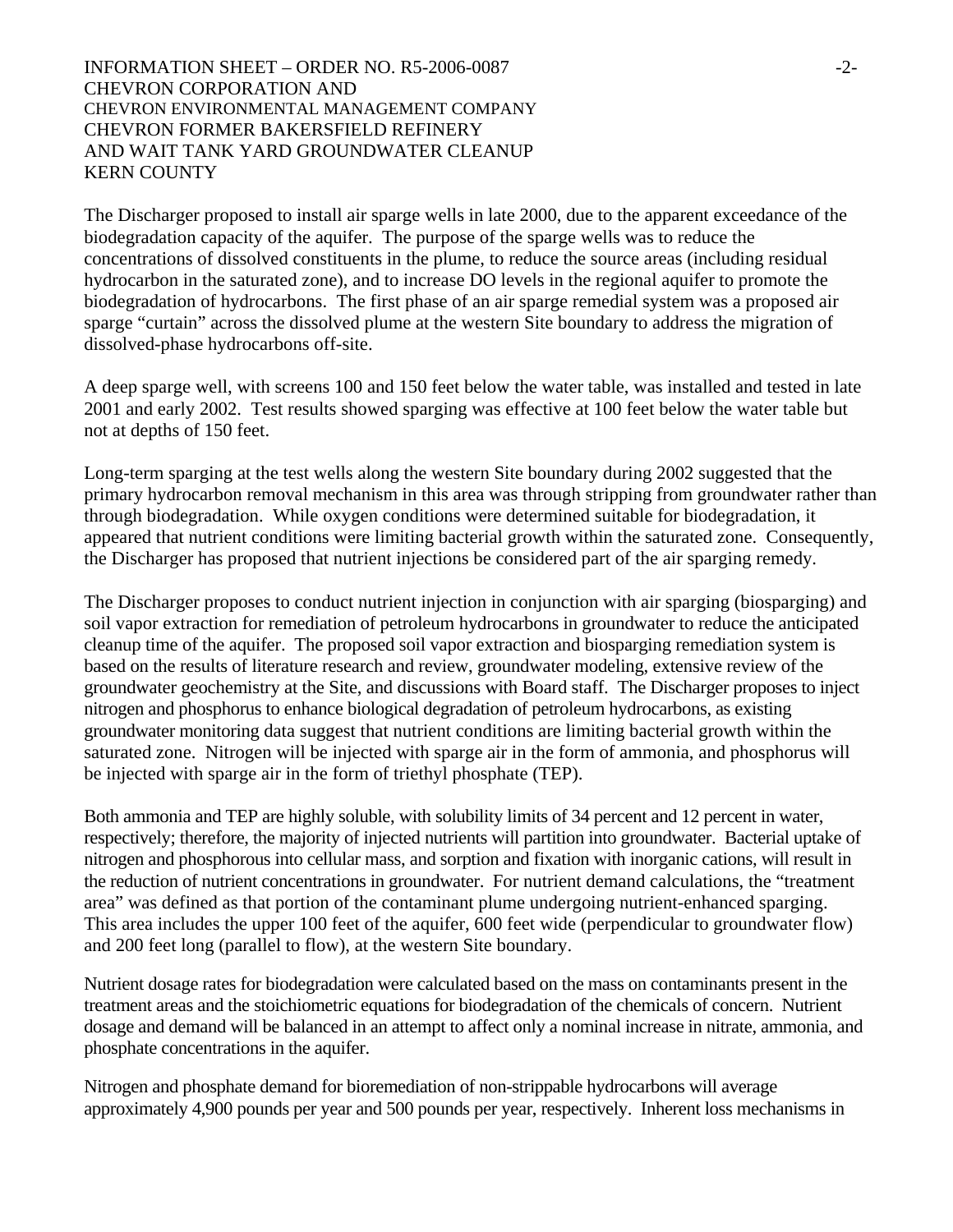The Discharger proposed to install air sparge wells in late 2000, due to the apparent exceedance of the biodegradation capacity of the aquifer. The purpose of the sparge wells was to reduce the concentrations of dissolved constituents in the plume, to reduce the source areas (including residual hydrocarbon in the saturated zone), and to increase DO levels in the regional aquifer to promote the biodegradation of hydrocarbons. The first phase of an air sparge remedial system was a proposed air sparge "curtain" across the dissolved plume at the western Site boundary to address the migration of dissolved-phase hydrocarbons off-site.

A deep sparge well, with screens 100 and 150 feet below the water table, was installed and tested in late 2001 and early 2002. Test results showed sparging was effective at 100 feet below the water table but not at depths of 150 feet.

Long-term sparging at the test wells along the western Site boundary during 2002 suggested that the primary hydrocarbon removal mechanism in this area was through stripping from groundwater rather than through biodegradation. While oxygen conditions were determined suitable for biodegradation, it appeared that nutrient conditions were limiting bacterial growth within the saturated zone. Consequently, the Discharger has proposed that nutrient injections be considered part of the air sparging remedy.

The Discharger proposes to conduct nutrient injection in conjunction with air sparging (biosparging) and soil vapor extraction for remediation of petroleum hydrocarbons in groundwater to reduce the anticipated cleanup time of the aquifer. The proposed soil vapor extraction and biosparging remediation system is based on the results of literature research and review, groundwater modeling, extensive review of the groundwater geochemistry at the Site, and discussions with Board staff. The Discharger proposes to inject nitrogen and phosphorus to enhance biological degradation of petroleum hydrocarbons, as existing groundwater monitoring data suggest that nutrient conditions are limiting bacterial growth within the saturated zone. Nitrogen will be injected with sparge air in the form of ammonia, and phosphorus will be injected with sparge air in the form of triethyl phosphate (TEP).

Both ammonia and TEP are highly soluble, with solubility limits of 34 percent and 12 percent in water, respectively; therefore, the majority of injected nutrients will partition into groundwater. Bacterial uptake of nitrogen and phosphorous into cellular mass, and sorption and fixation with inorganic cations, will result in the reduction of nutrient concentrations in groundwater. For nutrient demand calculations, the "treatment area" was defined as that portion of the contaminant plume undergoing nutrient-enhanced sparging. This area includes the upper 100 feet of the aquifer, 600 feet wide (perpendicular to groundwater flow) and 200 feet long (parallel to flow), at the western Site boundary.

Nutrient dosage rates for biodegradation were calculated based on the mass on contaminants present in the treatment areas and the stoichiometric equations for biodegradation of the chemicals of concern. Nutrient dosage and demand will be balanced in an attempt to affect only a nominal increase in nitrate, ammonia, and phosphate concentrations in the aquifer.

Nitrogen and phosphate demand for bioremediation of non-strippable hydrocarbons will average approximately 4,900 pounds per year and 500 pounds per year, respectively. Inherent loss mechanisms in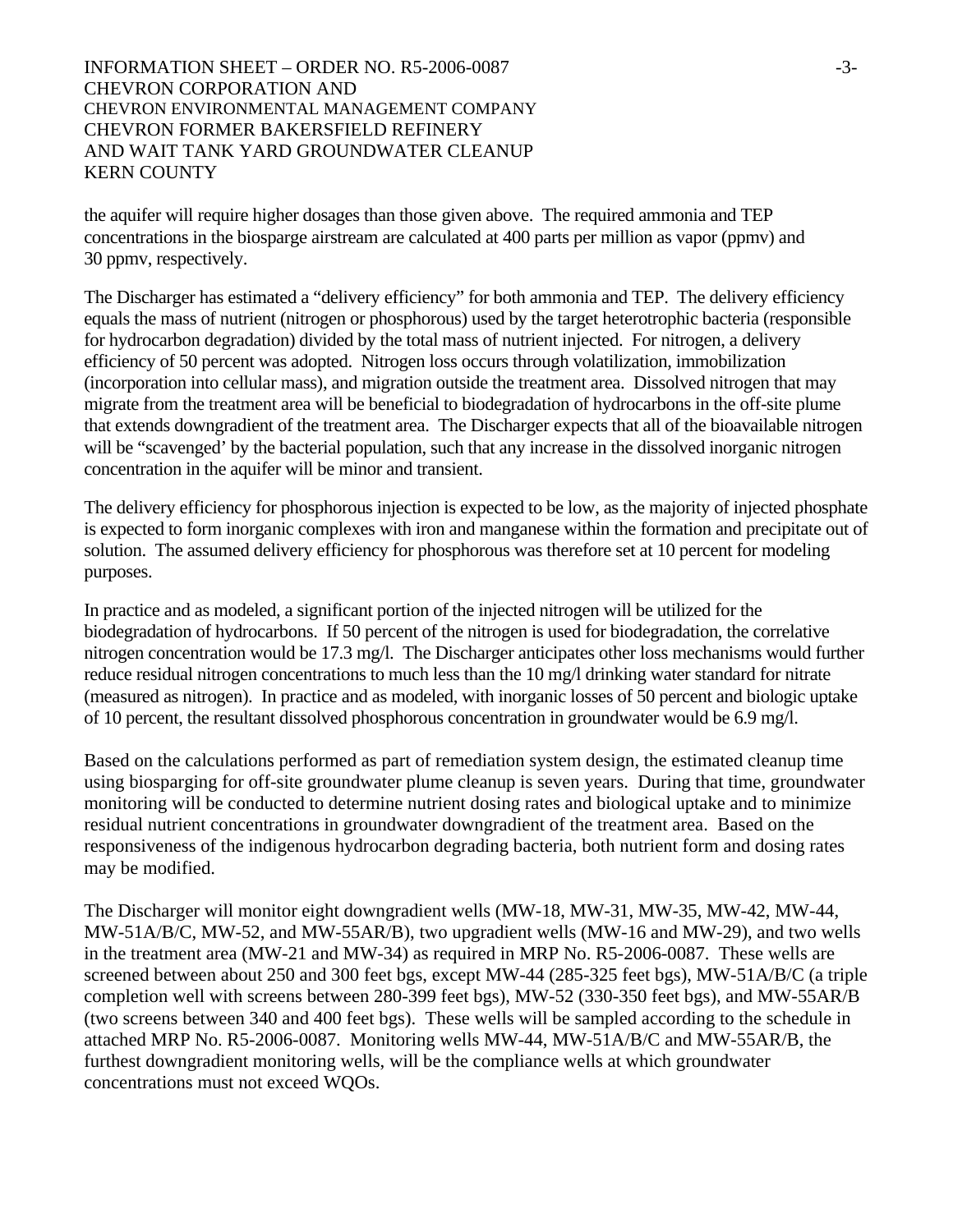the aquifer will require higher dosages than those given above. The required ammonia and TEP concentrations in the biosparge airstream are calculated at 400 parts per million as vapor (ppmv) and 30 ppmv, respectively.

The Discharger has estimated a "delivery efficiency" for both ammonia and TEP. The delivery efficiency equals the mass of nutrient (nitrogen or phosphorous) used by the target heterotrophic bacteria (responsible for hydrocarbon degradation) divided by the total mass of nutrient injected. For nitrogen, a delivery efficiency of 50 percent was adopted. Nitrogen loss occurs through volatilization, immobilization (incorporation into cellular mass), and migration outside the treatment area. Dissolved nitrogen that may migrate from the treatment area will be beneficial to biodegradation of hydrocarbons in the off-site plume that extends downgradient of the treatment area. The Discharger expects that all of the bioavailable nitrogen will be "scavenged' by the bacterial population, such that any increase in the dissolved inorganic nitrogen concentration in the aquifer will be minor and transient.

The delivery efficiency for phosphorous injection is expected to be low, as the majority of injected phosphate is expected to form inorganic complexes with iron and manganese within the formation and precipitate out of solution. The assumed delivery efficiency for phosphorous was therefore set at 10 percent for modeling purposes.

In practice and as modeled, a significant portion of the injected nitrogen will be utilized for the biodegradation of hydrocarbons. If 50 percent of the nitrogen is used for biodegradation, the correlative nitrogen concentration would be 17.3 mg/l. The Discharger anticipates other loss mechanisms would further reduce residual nitrogen concentrations to much less than the 10 mg/l drinking water standard for nitrate (measured as nitrogen). In practice and as modeled, with inorganic losses of 50 percent and biologic uptake of 10 percent, the resultant dissolved phosphorous concentration in groundwater would be 6.9 mg/l.

Based on the calculations performed as part of remediation system design, the estimated cleanup time using biosparging for off-site groundwater plume cleanup is seven years. During that time, groundwater monitoring will be conducted to determine nutrient dosing rates and biological uptake and to minimize residual nutrient concentrations in groundwater downgradient of the treatment area. Based on the responsiveness of the indigenous hydrocarbon degrading bacteria, both nutrient form and dosing rates may be modified.

The Discharger will monitor eight downgradient wells (MW-18, MW-31, MW-35, MW-42, MW-44, MW-51A/B/C, MW-52, and MW-55AR/B), two upgradient wells (MW-16 and MW-29), and two wells in the treatment area (MW-21 and MW-34) as required in MRP No. R5-2006-0087. These wells are screened between about 250 and 300 feet bgs, except MW-44 (285-325 feet bgs), MW-51A/B/C (a triple completion well with screens between 280-399 feet bgs), MW-52 (330-350 feet bgs), and MW-55AR/B (two screens between 340 and 400 feet bgs). These wells will be sampled according to the schedule in attached MRP No. R5-2006-0087. Monitoring wells MW-44, MW-51A/B/C and MW-55AR/B, the furthest downgradient monitoring wells, will be the compliance wells at which groundwater concentrations must not exceed WQOs.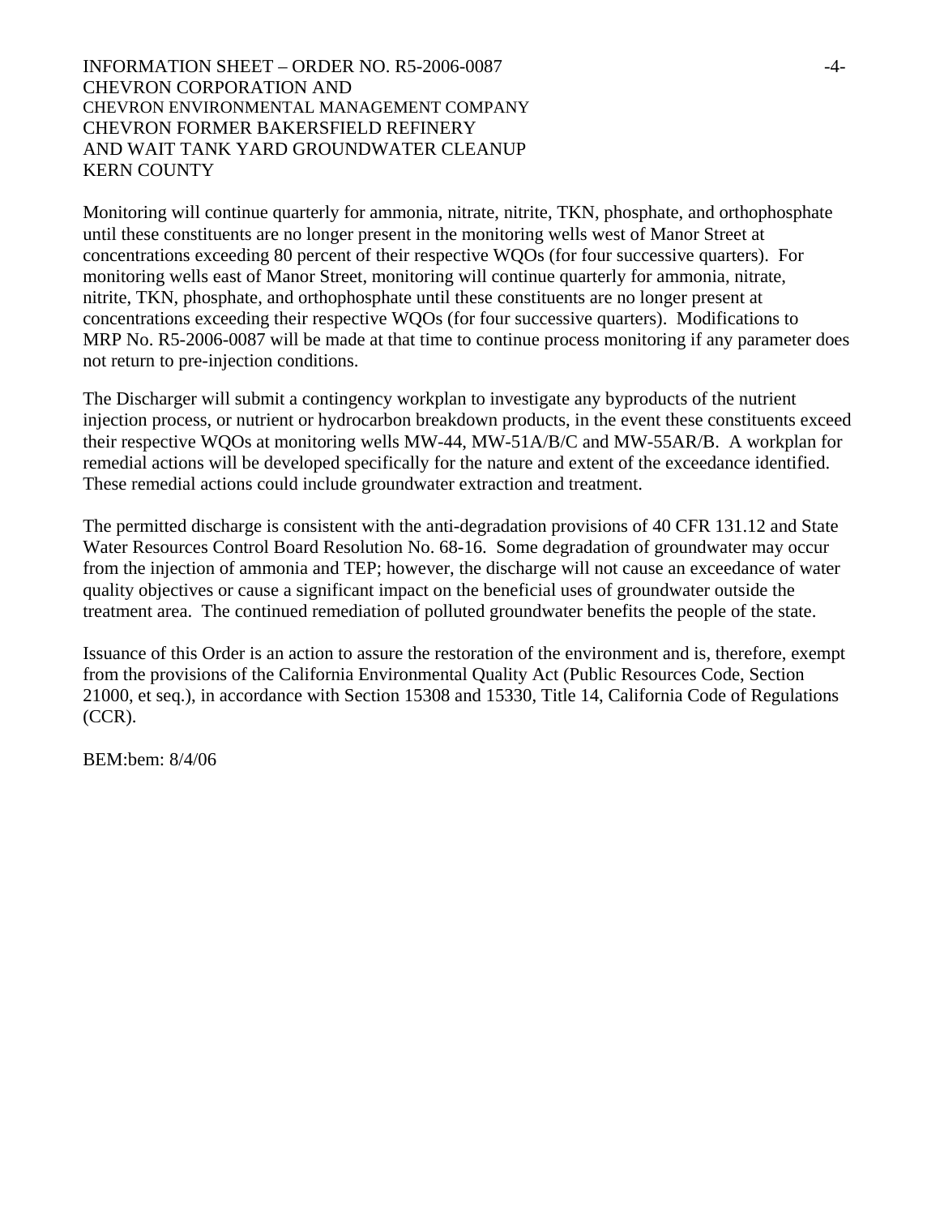Monitoring will continue quarterly for ammonia, nitrate, nitrite, TKN, phosphate, and orthophosphate until these constituents are no longer present in the monitoring wells west of Manor Street at concentrations exceeding 80 percent of their respective WQOs (for four successive quarters). For monitoring wells east of Manor Street, monitoring will continue quarterly for ammonia, nitrate, nitrite, TKN, phosphate, and orthophosphate until these constituents are no longer present at concentrations exceeding their respective WQOs (for four successive quarters). Modifications to MRP No. R5-2006-0087 will be made at that time to continue process monitoring if any parameter does not return to pre-injection conditions.

The Discharger will submit a contingency workplan to investigate any byproducts of the nutrient injection process, or nutrient or hydrocarbon breakdown products, in the event these constituents exceed their respective WQOs at monitoring wells MW-44, MW-51A/B/C and MW-55AR/B. A workplan for remedial actions will be developed specifically for the nature and extent of the exceedance identified. These remedial actions could include groundwater extraction and treatment.

The permitted discharge is consistent with the anti-degradation provisions of 40 CFR 131.12 and State Water Resources Control Board Resolution No. 68-16. Some degradation of groundwater may occur from the injection of ammonia and TEP; however, the discharge will not cause an exceedance of water quality objectives or cause a significant impact on the beneficial uses of groundwater outside the treatment area. The continued remediation of polluted groundwater benefits the people of the state.

Issuance of this Order is an action to assure the restoration of the environment and is, therefore, exempt from the provisions of the California Environmental Quality Act (Public Resources Code, Section 21000, et seq.), in accordance with Section 15308 and 15330, Title 14, California Code of Regulations (CCR).

BEM:bem: 8/4/06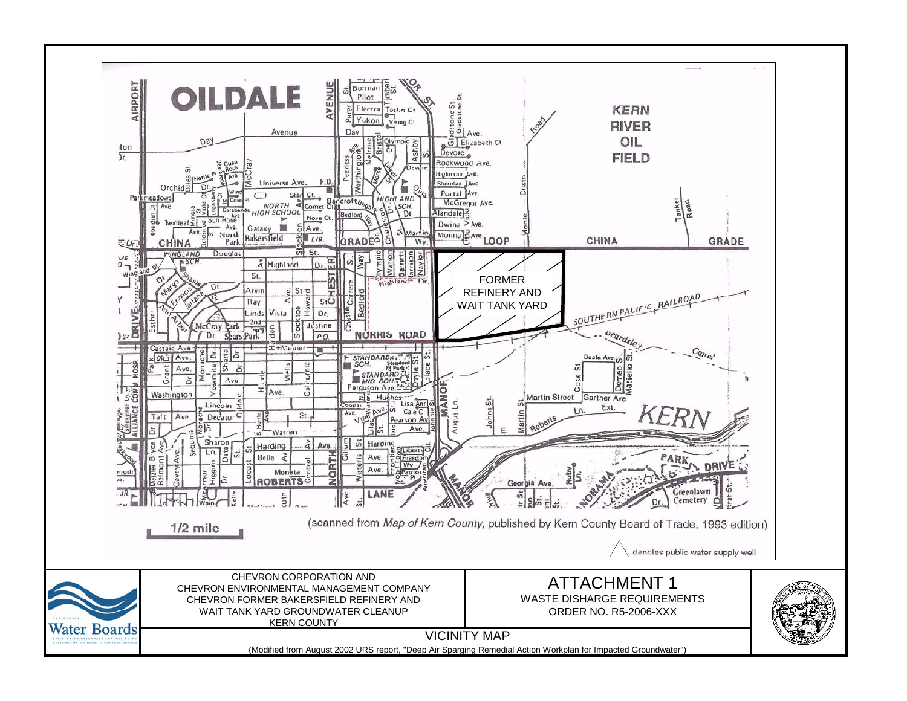FORMER REFINERY AND WAIT TANK YARD

1/2 mile

(scanned from *Map of Kern County*, published by Kern County Board of Trade, 1993 edition)

denotes public water supply well

CHEVRON CORPORATION AND
CHEVRON ENVIRONMENTAL MANAGEMENT COMPANY
CHEVRON FORMER BAKERSFIELD REFINERY AND
WAIT TANK YARD GROUNDWATER CLEANUP
KERN COUNTY

# ATTACHMENT 1

WASTE DISHARGE REQUIREMENTS
ORDER NO. R5-2006-XXX

VICINITY MAP

(Modified from August 2002 URS report, "Deep Air Sparging Remedial Action Workplan for Impacted Groundwater")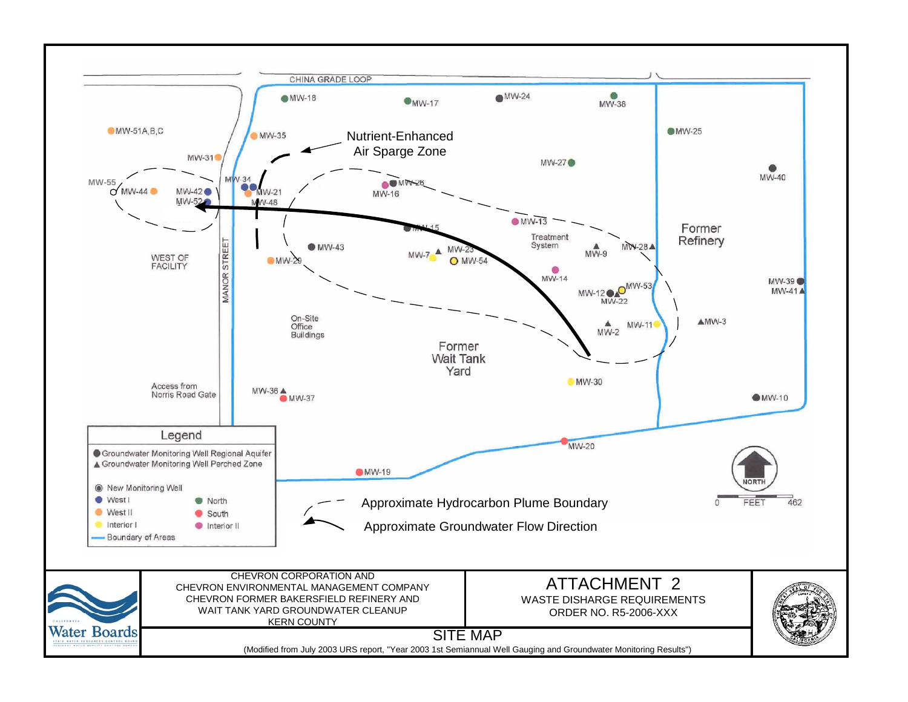# ATTACHMENT 2

WASTE DISHARGE REQUIREMENTS
ORDER NO. R5-2006-XXX

CHEVRON CORPORATION AND
CHEVRON ENVIRONMENTAL MANAGEMENT COMPANY
CHEVRON FORMER BAKERSFIELD REFINERY AND
WAIT TANK YARD GROUNDWATER CLEANUP
KERN COUNTY

## SITE MAP

(Modified from July 2003 URS report, "Year 2003 1st Semiannual Well Gauging and Groundwater Monitoring Results")

CHINA GRADE LOOP

MANOR STREET

MW-18, MW-17, MW-24, MW-38, MW-25, MW-51A,B,C, MW-35, MW-31, MW-27, MW-40, MW-55, MW-44, MW-42, MW-52, MW-34, MW-21, MW-48, MW-26, MW-16, MW-13, MW-15, MW-43, MW-29, MW-7, MW-23, MW-54, MW-9, MW-28, MW-14, MW-12, MW-53, MW-22, MW-39, MW-41, MW-2, MW-11, MW-3, MW-30, MW-36, MW-37, MW-10, MW-20, MW-19

Nutrient-Enhanced Air Sparge Zone

WEST OF FACILITY

Treatment System

Former Refinery

On-Site Office Buildings

Former Wait Tank Yard

Access from Norris Road Gate

### Legend

- ● Groundwater Monitoring Well Regional Aquifer
- ▲ Groundwater Monitoring Well Perched Zone
- ◉ New Monitoring Well
- West I
- West II
- Interior I
- North
- South
- Interior II
- Boundary of Areas

Approximate Hydrocarbon Plume Boundary

Approximate Groundwater Flow Direction

NORTH

0 FEET 462

Water Boards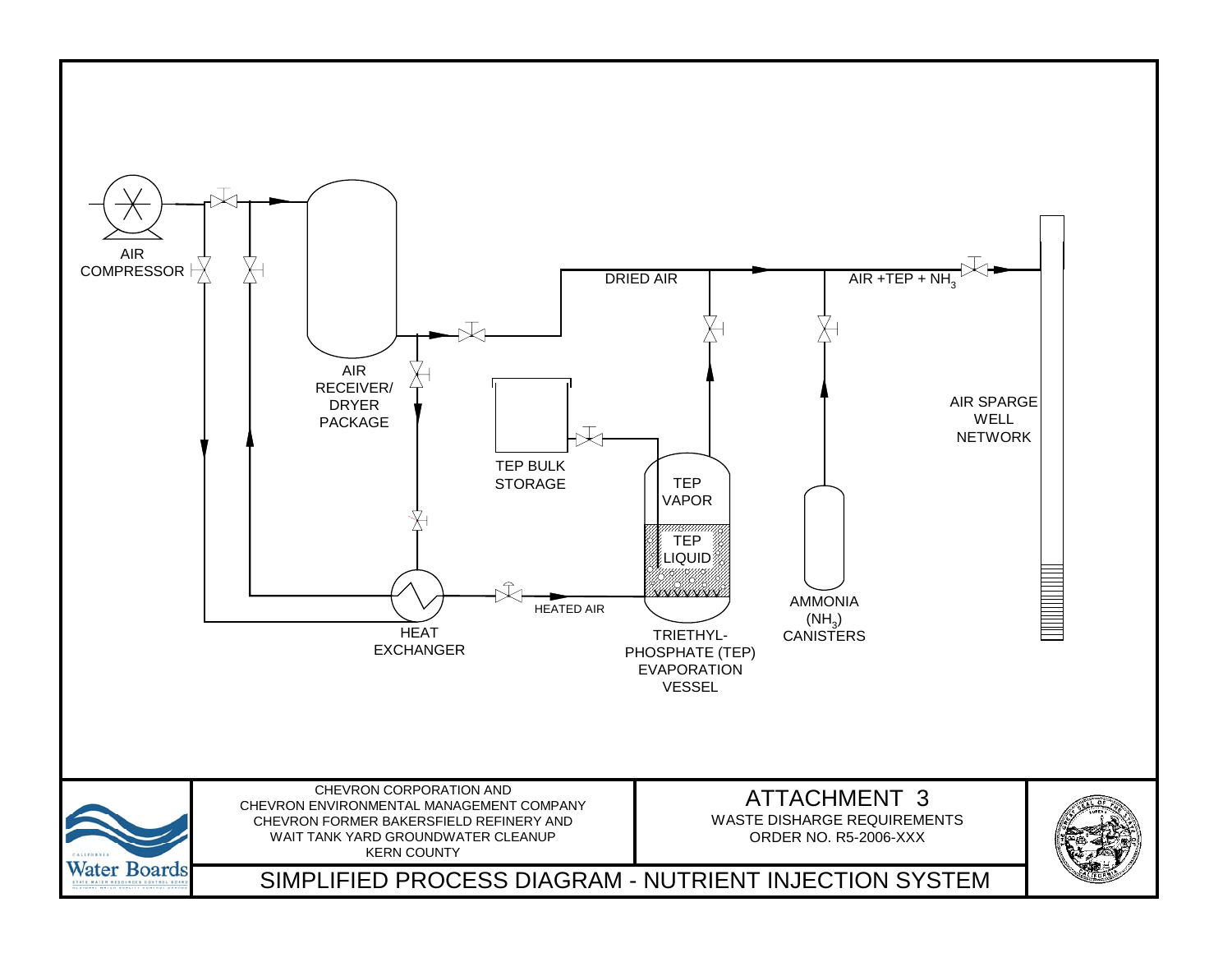AIR COMPRESSOR

AIR RECEIVER/ DRYER PACKAGE

DRIED AIR

AIR +TEP + $NH_3$

AIR SPARGE WELL NETWORK

TEP BULK STORAGE

TEP VAPOR

TEP LIQUID

HEATED AIR

HEAT EXCHANGER

TRIETHYL- PHOSPHATE (TEP) EVAPORATION VESSEL

AMMONIA ($NH_3$) CANISTERS

CHEVRON CORPORATION AND
CHEVRON ENVIRONMENTAL MANAGEMENT COMPANY
CHEVRON FORMER BAKERSFIELD REFINERY AND
WAIT TANK YARD GROUNDWATER CLEANUP
KERN COUNTY

# ATTACHMENT 3

WASTE DISHARGE REQUIREMENTS
ORDER NO. R5-2006-XXX

## SIMPLIFIED PROCESS DIAGRAM - NUTRIENT INJECTION SYSTEM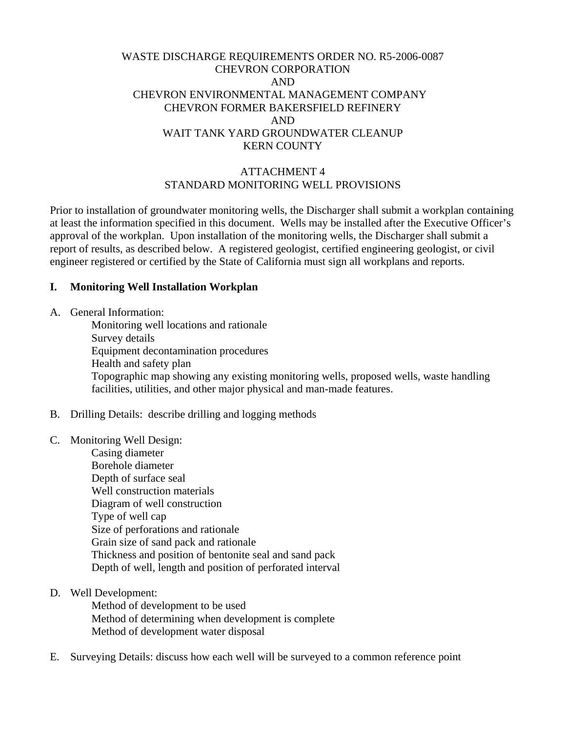WASTE DISCHARGE REQUIREMENTS ORDER NO. R5-2006-0087
CHEVRON CORPORATION
AND
CHEVRON ENVIRONMENTAL MANAGEMENT COMPANY
CHEVRON FORMER BAKERSFIELD REFINERY
AND
WAIT TANK YARD GROUNDWATER CLEANUP
KERN COUNTY

ATTACHMENT 4
STANDARD MONITORING WELL PROVISIONS

Prior to installation of groundwater monitoring wells, the Discharger shall submit a workplan containing at least the information specified in this document. Wells may be installed after the Executive Officer's approval of the workplan. Upon installation of the monitoring wells, the Discharger shall submit a report of results, as described below. A registered geologist, certified engineering geologist, or civil engineer registered or certified by the State of California must sign all workplans and reports.

## I. Monitoring Well Installation Workplan

A. General Information:
   - Monitoring well locations and rationale
   - Survey details
   - Equipment decontamination procedures
   - Health and safety plan
   - Topographic map showing any existing monitoring wells, proposed wells, waste handling facilities, utilities, and other major physical and man-made features.

B. Drilling Details: describe drilling and logging methods

C. Monitoring Well Design:
   - Casing diameter
   - Borehole diameter
   - Depth of surface seal
   - Well construction materials
   - Diagram of well construction
   - Type of well cap
   - Size of perforations and rationale
   - Grain size of sand pack and rationale
   - Thickness and position of bentonite seal and sand pack
   - Depth of well, length and position of perforated interval

D. Well Development:
   - Method of development to be used
   - Method of determining when development is complete
   - Method of development water disposal

E. Surveying Details: discuss how each well will be surveyed to a common reference point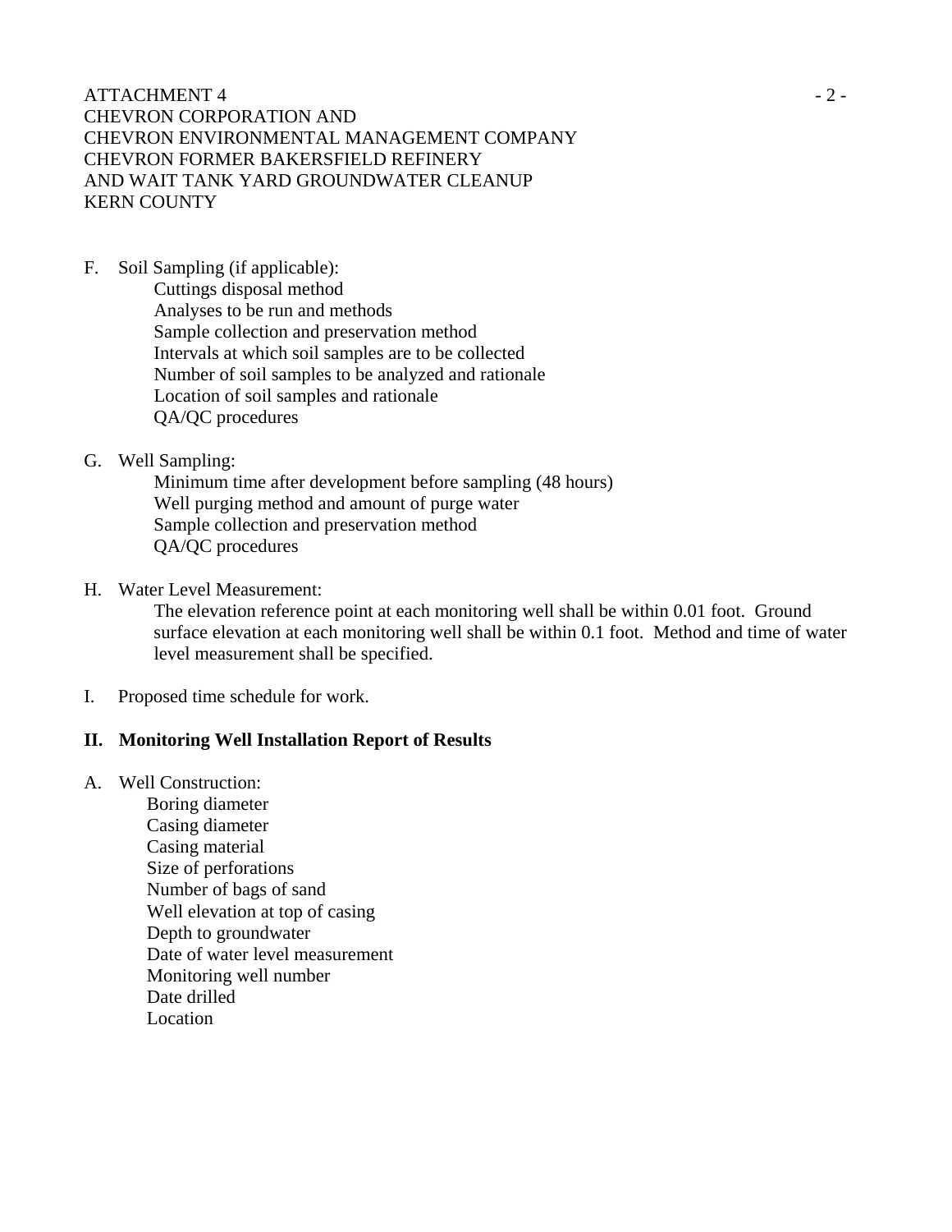F. Soil Sampling (if applicable):
  - Cuttings disposal method
  - Analyses to be run and methods
  - Sample collection and preservation method
  - Intervals at which soil samples are to be collected
  - Number of soil samples to be analyzed and rationale
  - Location of soil samples and rationale
  - QA/QC procedures

G. Well Sampling:
  - Minimum time after development before sampling (48 hours)
  - Well purging method and amount of purge water
  - Sample collection and preservation method
  - QA/QC procedures

H. Water Level Measurement:

  The elevation reference point at each monitoring well shall be within 0.01 foot. Ground surface elevation at each monitoring well shall be within 0.1 foot. Method and time of water level measurement shall be specified.

I. Proposed time schedule for work.

## II. Monitoring Well Installation Report of Results

A. Well Construction:
  - Boring diameter
  - Casing diameter
  - Casing material
  - Size of perforations
  - Number of bags of sand
  - Well elevation at top of casing
  - Depth to groundwater
  - Date of water level measurement
  - Monitoring well number
  - Date drilled
  - Location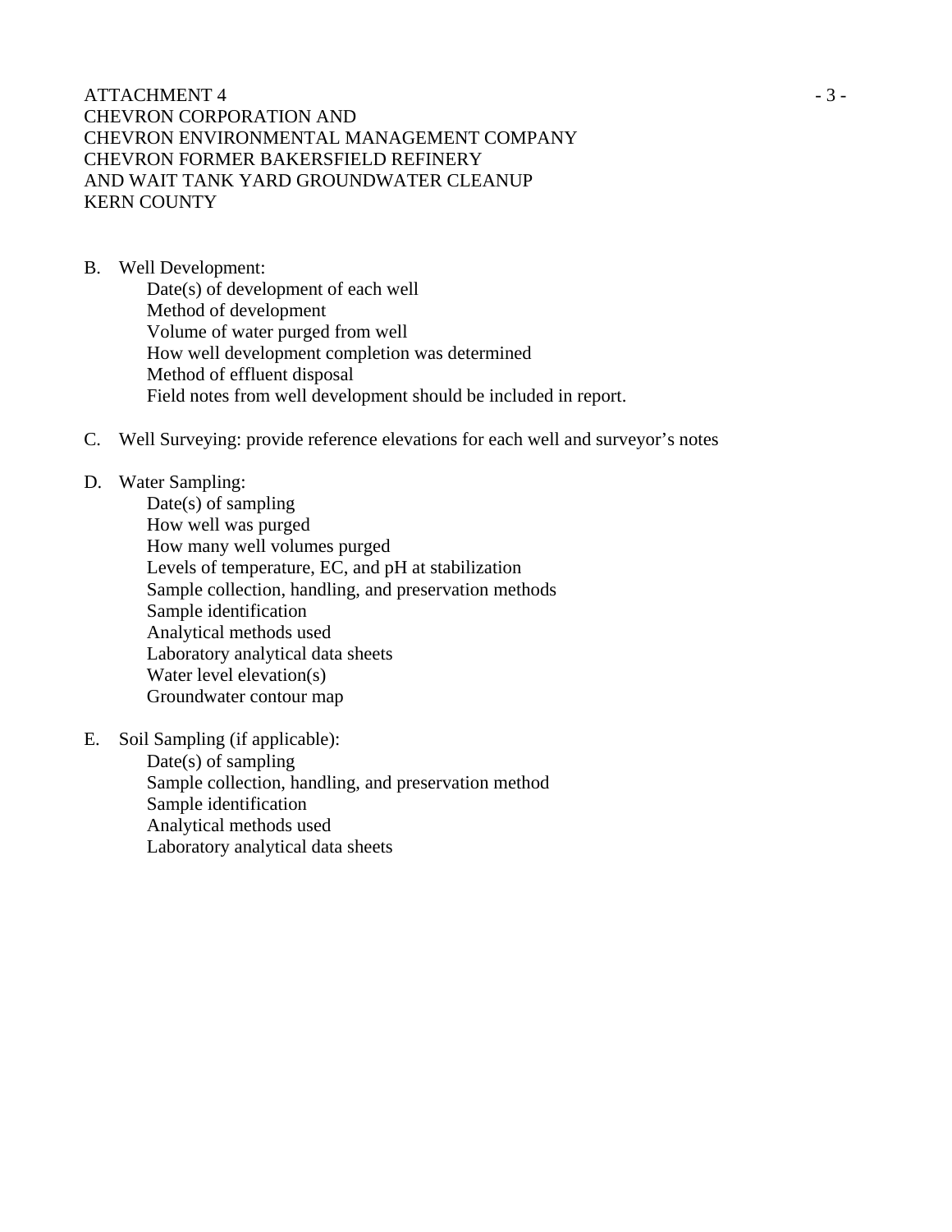B. Well Development:
    - Date(s) of development of each well
    - Method of development
    - Volume of water purged from well
    - How well development completion was determined
    - Method of effluent disposal
    - Field notes from well development should be included in report.

C. Well Surveying: provide reference elevations for each well and surveyor's notes

D. Water Sampling:
    - Date(s) of sampling
    - How well was purged
    - How many well volumes purged
    - Levels of temperature, EC, and pH at stabilization
    - Sample collection, handling, and preservation methods
    - Sample identification
    - Analytical methods used
    - Laboratory analytical data sheets
    - Water level elevation(s)
    - Groundwater contour map

E. Soil Sampling (if applicable):
    - Date(s) of sampling
    - Sample collection, handling, and preservation method
    - Sample identification
    - Analytical methods used
    - Laboratory analytical data sheets